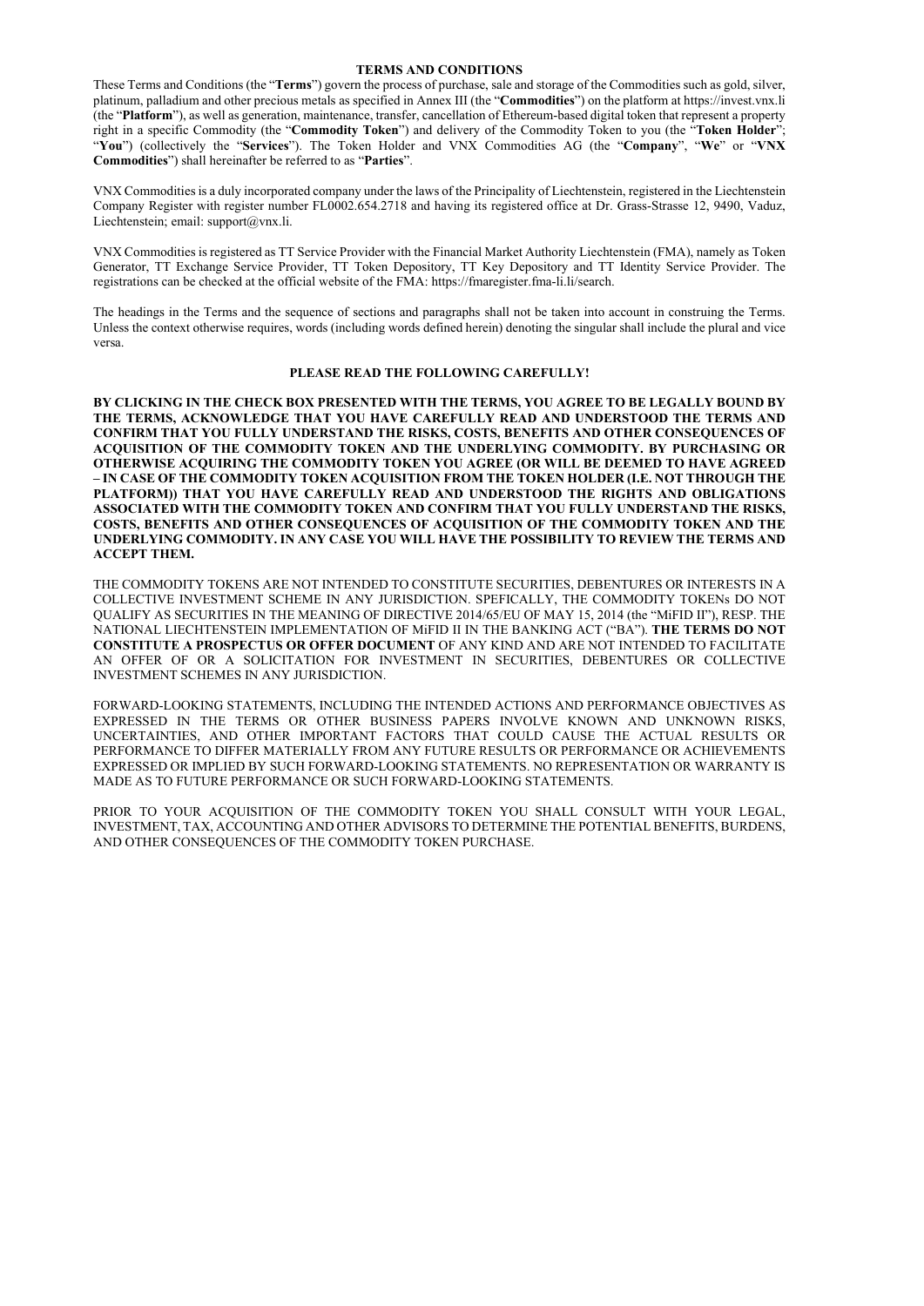# TERMS AND CONDITIONS

These Terms and Conditions (the "**Terms**") govern the process of purchase, sale and storage of the Commodities such as gold, silver, platinum, palladium and other precious metals as specified in Annex III (the "**Commodities**") on the platform at https://invest.vnx.li (the "**Platform**"), as well as generation, maintenance, transfer, cancellation of Ethereum-based digital token that represent a property right in a specific Commodity (the "**Commodity Token**") and delivery of the Commodity Token to you (the "**Token Holder**"; "**You**") (collectively the "**Services**"). The Token Holder and VNX Commodities AG (the "**Company**", "**We**" or "**VNX Commodities**") shall hereinafter be referred to as "**Parties**".

VNX Commodities is a duly incorporated company under the laws of the Principality of Liechtenstein, registered in the Liechtenstein Company Register with register number FL0002.654.2718 and having its registered office at Dr. Grass-Strasse 12, 9490, Vaduz, Liechtenstein; email: support@vnx.li.

VNX Commodities is registered as TT Service Provider with the Financial Market Authority Liechtenstein (FMA), namely as Token Generator, TT Exchange Service Provider, TT Token Depository, TT Key Depository and TT Identity Service Provider. The registrations can be checked at the official website of the FMA: https://fmaregister.fma-li.li/search.

The headings in the Terms and the sequence of sections and paragraphs shall not be taken into account in construing the Terms. Unless the context otherwise requires, words (including words defined herein) denoting the singular shall include the plural and vice versa.

## PLEASE READ THE FOLLOWING CAREFULLY!

**BY CLICKING IN THE CHECK BOX PRESENTED WITH THE TERMS, YOU AGREE TO BE LEGALLY BOUND BY THE TERMS, ACKNOWLEDGE THAT YOU HAVE CAREFULLY READ AND UNDERSTOOD THE TERMS AND CONFIRM THAT YOU FULLY UNDERSTAND THE RISKS, COSTS, BENEFITS AND OTHER CONSEQUENCES OF ACQUISITION OF THE COMMODITY TOKEN AND THE UNDERLYING COMMODITY. BY PURCHASING OR OTHERWISE ACQUIRING THE COMMODITY TOKEN YOU AGREE (OR WILL BE DEEMED TO HAVE AGREED – IN CASE OF THE COMMODITY TOKEN ACQUISITION FROM THE TOKEN HOLDER (I.E. NOT THROUGH THE PLATFORM)) THAT YOU HAVE CAREFULLY READ AND UNDERSTOOD THE RIGHTS AND OBLIGATIONS ASSOCIATED WITH THE COMMODITY TOKEN AND CONFIRM THAT YOU FULLY UNDERSTAND THE RISKS, COSTS, BENEFITS AND OTHER CONSEQUENCES OF ACQUISITION OF THE COMMODITY TOKEN AND THE UNDERLYING COMMODITY. IN ANY CASE YOU WILL HAVE THE POSSIBILITY TO REVIEW THE TERMS AND ACCEPT THEM.**

THE COMMODITY TOKENS ARE NOT INTENDED TO CONSTITUTE SECURITIES, DEBENTURES OR INTERESTS IN A COLLECTIVE INVESTMENT SCHEME IN ANY JURISDICTION. SPEFICALLY, THE COMMODITY TOKENs DO NOT QUALIFY AS SECURITIES IN THE MEANING OF DIRECTIVE 2014/65/EU OF MAY 15, 2014 (the "MiFID II"), RESP. THE NATIONAL LIECHTENSTEIN IMPLEMENTATION OF MiFID II IN THE BANKING ACT ("BA"). **THE TERMS DO NOT CONSTITUTE A PROSPECTUS OR OFFER DOCUMENT** OF ANY KIND AND ARE NOT INTENDED TO FACILITATE AN OFFER OF OR A SOLICITATION FOR INVESTMENT IN SECURITIES, DEBENTURES OR COLLECTIVE INVESTMENT SCHEMES IN ANY JURISDICTION.

FORWARD-LOOKING STATEMENTS, INCLUDING THE INTENDED ACTIONS AND PERFORMANCE OBJECTIVES AS EXPRESSED IN THE TERMS OR OTHER BUSINESS PAPERS INVOLVE KNOWN AND UNKNOWN RISKS, UNCERTAINTIES, AND OTHER IMPORTANT FACTORS THAT COULD CAUSE THE ACTUAL RESULTS OR PERFORMANCE TO DIFFER MATERIALLY FROM ANY FUTURE RESULTS OR PERFORMANCE OR ACHIEVEMENTS EXPRESSED OR IMPLIED BY SUCH FORWARD-LOOKING STATEMENTS. NO REPRESENTATION OR WARRANTY IS MADE AS TO FUTURE PERFORMANCE OR SUCH FORWARD-LOOKING STATEMENTS.

PRIOR TO YOUR ACQUISITION OF THE COMMODITY TOKEN YOU SHALL CONSULT WITH YOUR LEGAL, INVESTMENT, TAX, ACCOUNTING AND OTHER ADVISORS TO DETERMINE THE POTENTIAL BENEFITS, BURDENS, AND OTHER CONSEQUENCES OF THE COMMODITY TOKEN PURCHASE.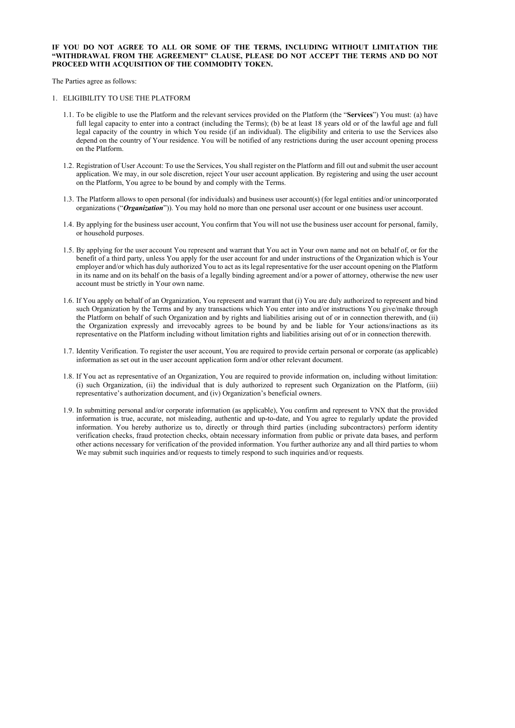**IF YOU DO NOT AGREE TO ALL OR SOME OF THE TERMS, INCLUDING WITHOUT LIMITATION THE "WITHDRAWAL FROM THE AGREEMENT" CLAUSE, PLEASE DO NOT ACCEPT THE TERMS AND DO NOT PROCEED WITH ACQUISITION OF THE COMMODITY TOKEN.**

The Parties agree as follows:

1. ELIGIBILITY TO USE THE PLATFORM

1.1. To be eligible to use the Platform and the relevant services provided on the Platform (the "**Services**") You must: (a) have full legal capacity to enter into a contract (including the Terms); (b) be at least 18 years old or of the lawful age and full legal capacity of the country in which You reside (if an individual). The eligibility and criteria to use the Services also depend on the country of Your residence. You will be notified of any restrictions during the user account opening process on the Platform.

1.2. Registration of User Account: To use the Services, You shall register on the Platform and fill out and submit the user account application. We may, in our sole discretion, reject Your user account application. By registering and using the user account on the Platform, You agree to be bound by and comply with the Terms.

1.3. The Platform allows to open personal (for individuals) and business user account(s) (for legal entities and/or unincorporated organizations ("***Organization***")). You may hold no more than one personal user account or one business user account.

1.4. By applying for the business user account, You confirm that You will not use the business user account for personal, family, or household purposes.

1.5. By applying for the user account You represent and warrant that You act in Your own name and not on behalf of, or for the benefit of a third party, unless You apply for the user account for and under instructions of the Organization which is Your employer and/or which has duly authorized You to act as its legal representative for the user account opening on the Platform in its name and on its behalf on the basis of a legally binding agreement and/or a power of attorney, otherwise the new user account must be strictly in Your own name.

1.6. If You apply on behalf of an Organization, You represent and warrant that (i) You are duly authorized to represent and bind such Organization by the Terms and by any transactions which You enter into and/or instructions You give/make through the Platform on behalf of such Organization and by rights and liabilities arising out of or in connection therewith, and (ii) the Organization expressly and irrevocably agrees to be bound by and be liable for Your actions/inactions as its representative on the Platform including without limitation rights and liabilities arising out of or in connection therewith.

1.7. Identity Verification. To register the user account, You are required to provide certain personal or corporate (as applicable) information as set out in the user account application form and/or other relevant document.

1.8. If You act as representative of an Organization, You are required to provide information on, including without limitation: (i) such Organization, (ii) the individual that is duly authorized to represent such Organization on the Platform, (iii) representative's authorization document, and (iv) Organization's beneficial owners.

1.9. In submitting personal and/or corporate information (as applicable), You confirm and represent to VNX that the provided information is true, accurate, not misleading, authentic and up-to-date, and You agree to regularly update the provided information. You hereby authorize us to, directly or through third parties (including subcontractors) perform identity verification checks, fraud protection checks, obtain necessary information from public or private data bases, and perform other actions necessary for verification of the provided information. You further authorize any and all third parties to whom We may submit such inquiries and/or requests to timely respond to such inquiries and/or requests.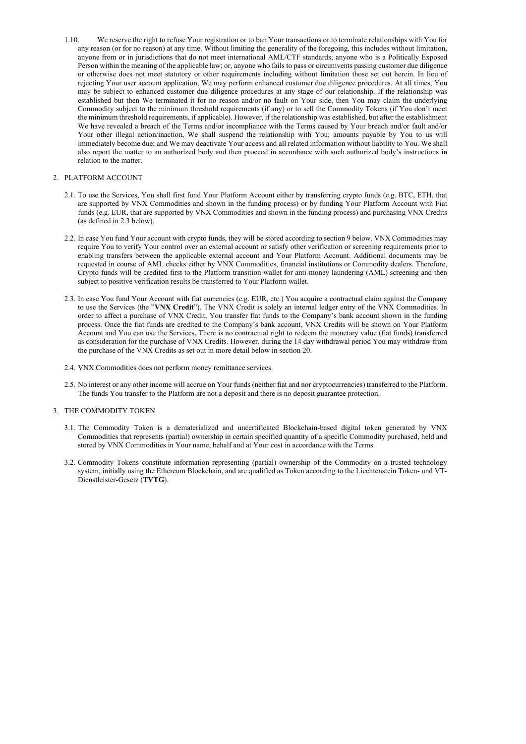1.10. We reserve the right to refuse Your registration or to ban Your transactions or to terminate relationships with You for any reason (or for no reason) at any time. Without limiting the generality of the foregoing, this includes without limitation, anyone from or in jurisdictions that do not meet international AML/CTF standards; anyone who is a Politically Exposed Person within the meaning of the applicable law; or, anyone who fails to pass or circumvents passing customer due diligence or otherwise does not meet statutory or other requirements including without limitation those set out herein. In lieu of rejecting Your user account application, We may perform enhanced customer due diligence procedures. At all times, You may be subject to enhanced customer due diligence procedures at any stage of our relationship. If the relationship was established but then We terminated it for no reason and/or no fault on Your side, then You may claim the underlying Commodity subject to the minimum threshold requirements (if any) or to sell the Commodity Tokens (if You don't meet the minimum threshold requirements, if applicable). However, if the relationship was established, but after the establishment We have revealed a breach of the Terms and/or incompliance with the Terms caused by Your breach and/or fault and/or Your other illegal action/inaction, We shall suspend the relationship with You; amounts payable by You to us will immediately become due; and We may deactivate Your access and all related information without liability to You. We shall also report the matter to an authorized body and then proceed in accordance with such authorized body's instructions in relation to the matter.

## 2. PLATFORM ACCOUNT

2.1. To use the Services, You shall first fund Your Platform Account either by transferring crypto funds (e.g. BTC, ETH, that are supported by VNX Commodities and shown in the funding process) or by funding Your Platform Account with Fiat funds (e.g. EUR, that are supported by VNX Commodities and shown in the funding process) and purchasing VNX Credits (as defined in 2.3 below).

2.2. In case You fund Your account with crypto funds, they will be stored according to section 9 below. VNX Commodities may require You to verify Your control over an external account or satisfy other verification or screening requirements prior to enabling transfers between the applicable external account and Your Platform Account. Additional documents may be requested in course of AML checks either by VNX Commodities, financial institutions or Commodity dealers. Therefore, Crypto funds will be credited first to the Platform transition wallet for anti-money laundering (AML) screening and then subject to positive verification results be transferred to Your Platform wallet.

2.3. In case You fund Your Account with fiat currencies (e.g. EUR, etc.) You acquire a contractual claim against the Company to use the Services (the "**VNX Credit**"). The VNX Credit is solely an internal ledger entry of the VNX Commodities. In order to affect a purchase of VNX Credit, You transfer fiat funds to the Company's bank account shown in the funding process. Once the fiat funds are credited to the Company's bank account, VNX Credits will be shown on Your Platform Account and You can use the Services. There is no contractual right to redeem the monetary value (fiat funds) transferred as consideration for the purchase of VNX Credits. However, during the 14 day withdrawal period You may withdraw from the purchase of the VNX Credits as set out in more detail below in section 20.

2.4. VNX Commodities does not perform money remittance services.

2.5. No interest or any other income will accrue on Your funds (neither fiat and nor cryptocurrencies) transferred to the Platform. The funds You transfer to the Platform are not a deposit and there is no deposit guarantee protection.

## 3. THE COMMODITY TOKEN

3.1. The Commodity Token is a dematerialized and uncertificated Blockchain-based digital token generated by VNX Commodities that represents (partial) ownership in certain specified quantity of a specific Commodity purchased, held and stored by VNX Commodities in Your name, behalf and at Your cost in accordance with the Terms.

3.2. Commodity Tokens constitute information representing (partial) ownership of the Commodity on a trusted technology system, initially using the Ethereum Blockchain, and are qualified as Token according to the Liechtenstein Token- und VT-Dienstleister-Gesetz (**TVTG**).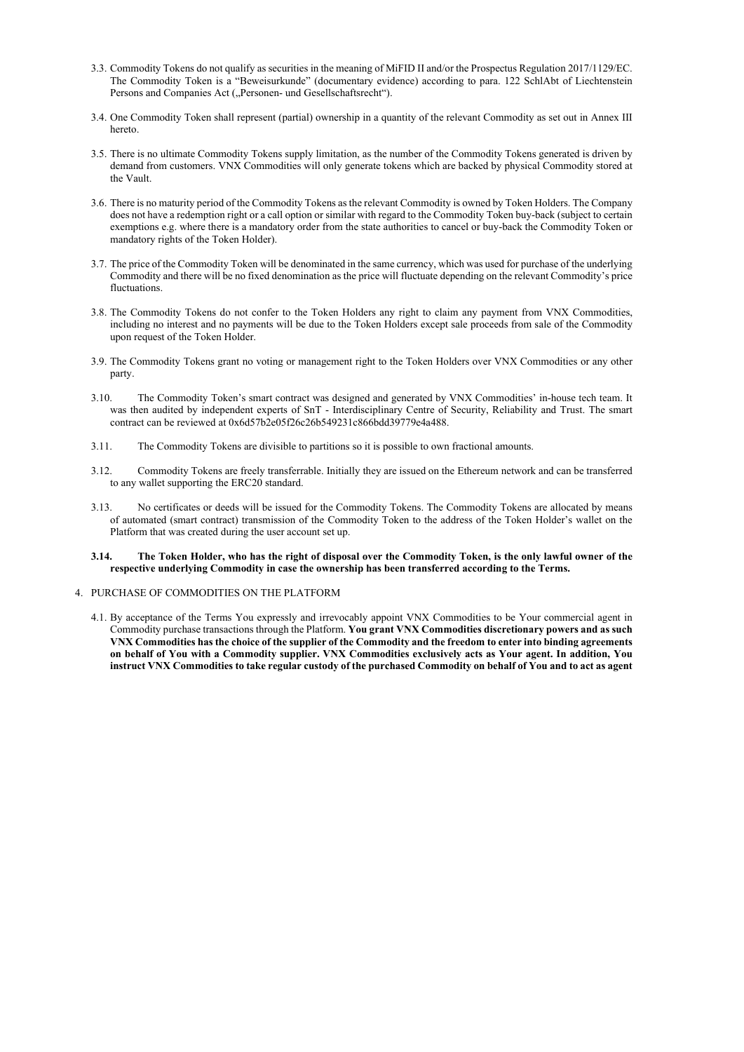3.3. Commodity Tokens do not qualify as securities in the meaning of MiFID II and/or the Prospectus Regulation 2017/1129/EC. The Commodity Token is a "Beweisurkunde" (documentary evidence) according to para. 122 SchlAbt of Liechtenstein Persons and Companies Act („Personen- und Gesellschaftsrecht").

3.4. One Commodity Token shall represent (partial) ownership in a quantity of the relevant Commodity as set out in Annex III hereto.

3.5. There is no ultimate Commodity Tokens supply limitation, as the number of the Commodity Tokens generated is driven by demand from customers. VNX Commodities will only generate tokens which are backed by physical Commodity stored at the Vault.

3.6. There is no maturity period of the Commodity Tokens as the relevant Commodity is owned by Token Holders. The Company does not have a redemption right or a call option or similar with regard to the Commodity Token buy-back (subject to certain exemptions e.g. where there is a mandatory order from the state authorities to cancel or buy-back the Commodity Token or mandatory rights of the Token Holder).

3.7. The price of the Commodity Token will be denominated in the same currency, which was used for purchase of the underlying Commodity and there will be no fixed denomination as the price will fluctuate depending on the relevant Commodity's price fluctuations.

3.8. The Commodity Tokens do not confer to the Token Holders any right to claim any payment from VNX Commodities, including no interest and no payments will be due to the Token Holders except sale proceeds from sale of the Commodity upon request of the Token Holder.

3.9. The Commodity Tokens grant no voting or management right to the Token Holders over VNX Commodities or any other party.

3.10. The Commodity Token's smart contract was designed and generated by VNX Commodities' in-house tech team. It was then audited by independent experts of SnT - Interdisciplinary Centre of Security, Reliability and Trust. The smart contract can be reviewed at 0x6d57b2e05f26c26b549231c866bdd39779e4a488.

3.11. The Commodity Tokens are divisible to partitions so it is possible to own fractional amounts.

3.12. Commodity Tokens are freely transferrable. Initially they are issued on the Ethereum network and can be transferred to any wallet supporting the ERC20 standard.

3.13. No certificates or deeds will be issued for the Commodity Tokens. The Commodity Tokens are allocated by means of automated (smart contract) transmission of the Commodity Token to the address of the Token Holder's wallet on the Platform that was created during the user account set up.

**3.14. The Token Holder, who has the right of disposal over the Commodity Token, is the only lawful owner of the respective underlying Commodity in case the ownership has been transferred according to the Terms.**

4. PURCHASE OF COMMODITIES ON THE PLATFORM

4.1. By acceptance of the Terms You expressly and irrevocably appoint VNX Commodities to be Your commercial agent in Commodity purchase transactions through the Platform. **You grant VNX Commodities discretionary powers and as such VNX Commodities has the choice of the supplier of the Commodity and the freedom to enter into binding agreements on behalf of You with a Commodity supplier. VNX Commodities exclusively acts as Your agent. In addition, You instruct VNX Commodities to take regular custody of the purchased Commodity on behalf of You and to act as agent**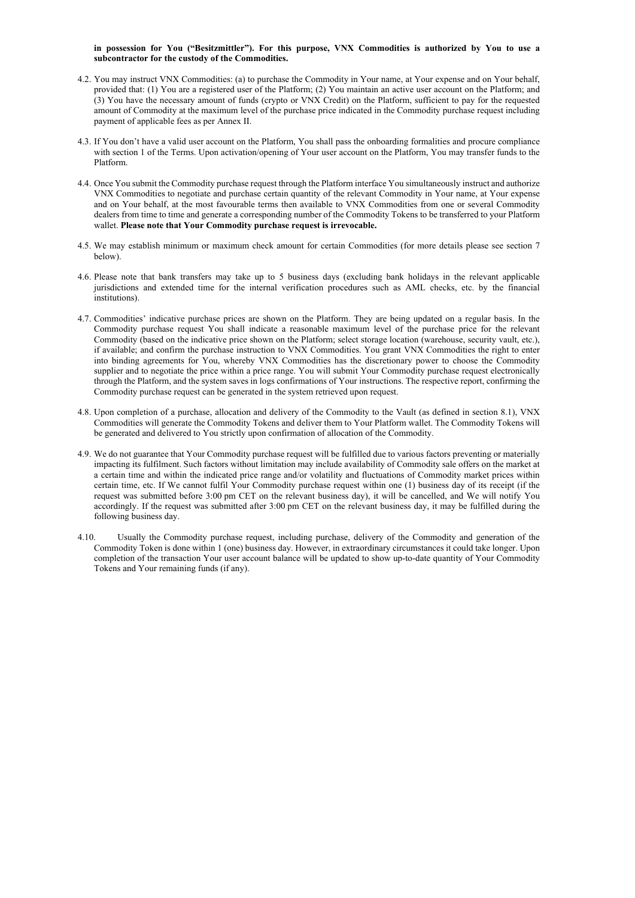**in possession for You ("Besitzmittler"). For this purpose, VNX Commodities is authorized by You to use a subcontractor for the custody of the Commodities.**

4.2. You may instruct VNX Commodities: (a) to purchase the Commodity in Your name, at Your expense and on Your behalf, provided that: (1) You are a registered user of the Platform; (2) You maintain an active user account on the Platform; and (3) You have the necessary amount of funds (crypto or VNX Credit) on the Platform, sufficient to pay for the requested amount of Commodity at the maximum level of the purchase price indicated in the Commodity purchase request including payment of applicable fees as per Annex II.

4.3. If You don't have a valid user account on the Platform, You shall pass the onboarding formalities and procure compliance with section 1 of the Terms. Upon activation/opening of Your user account on the Platform, You may transfer funds to the Platform.

4.4. Once You submit the Commodity purchase request through the Platform interface You simultaneously instruct and authorize VNX Commodities to negotiate and purchase certain quantity of the relevant Commodity in Your name, at Your expense and on Your behalf, at the most favourable terms then available to VNX Commodities from one or several Commodity dealers from time to time and generate a corresponding number of the Commodity Tokens to be transferred to your Platform wallet. **Please note that Your Commodity purchase request is irrevocable.**

4.5. We may establish minimum or maximum check amount for certain Commodities (for more details please see section 7 below).

4.6. Please note that bank transfers may take up to 5 business days (excluding bank holidays in the relevant applicable jurisdictions and extended time for the internal verification procedures such as AML checks, etc. by the financial institutions).

4.7. Commodities' indicative purchase prices are shown on the Platform. They are being updated on a regular basis. In the Commodity purchase request You shall indicate a reasonable maximum level of the purchase price for the relevant Commodity (based on the indicative price shown on the Platform; select storage location (warehouse, security vault, etc.), if available; and confirm the purchase instruction to VNX Commodities. You grant VNX Commodities the right to enter into binding agreements for You, whereby VNX Commodities has the discretionary power to choose the Commodity supplier and to negotiate the price within a price range. You will submit Your Commodity purchase request electronically through the Platform, and the system saves in logs confirmations of Your instructions. The respective report, confirming the Commodity purchase request can be generated in the system retrieved upon request.

4.8. Upon completion of a purchase, allocation and delivery of the Commodity to the Vault (as defined in section 8.1), VNX Commodities will generate the Commodity Tokens and deliver them to Your Platform wallet. The Commodity Tokens will be generated and delivered to You strictly upon confirmation of allocation of the Commodity.

4.9. We do not guarantee that Your Commodity purchase request will be fulfilled due to various factors preventing or materially impacting its fulfilment. Such factors without limitation may include availability of Commodity sale offers on the market at a certain time and within the indicated price range and/or volatility and fluctuations of Commodity market prices within certain time, etc. If We cannot fulfil Your Commodity purchase request within one (1) business day of its receipt (if the request was submitted before 3:00 pm CET on the relevant business day), it will be cancelled, and We will notify You accordingly. If the request was submitted after 3:00 pm CET on the relevant business day, it may be fulfilled during the following business day.

4.10. Usually the Commodity purchase request, including purchase, delivery of the Commodity and generation of the Commodity Token is done within 1 (one) business day. However, in extraordinary circumstances it could take longer. Upon completion of the transaction Your user account balance will be updated to show up-to-date quantity of Your Commodity Tokens and Your remaining funds (if any).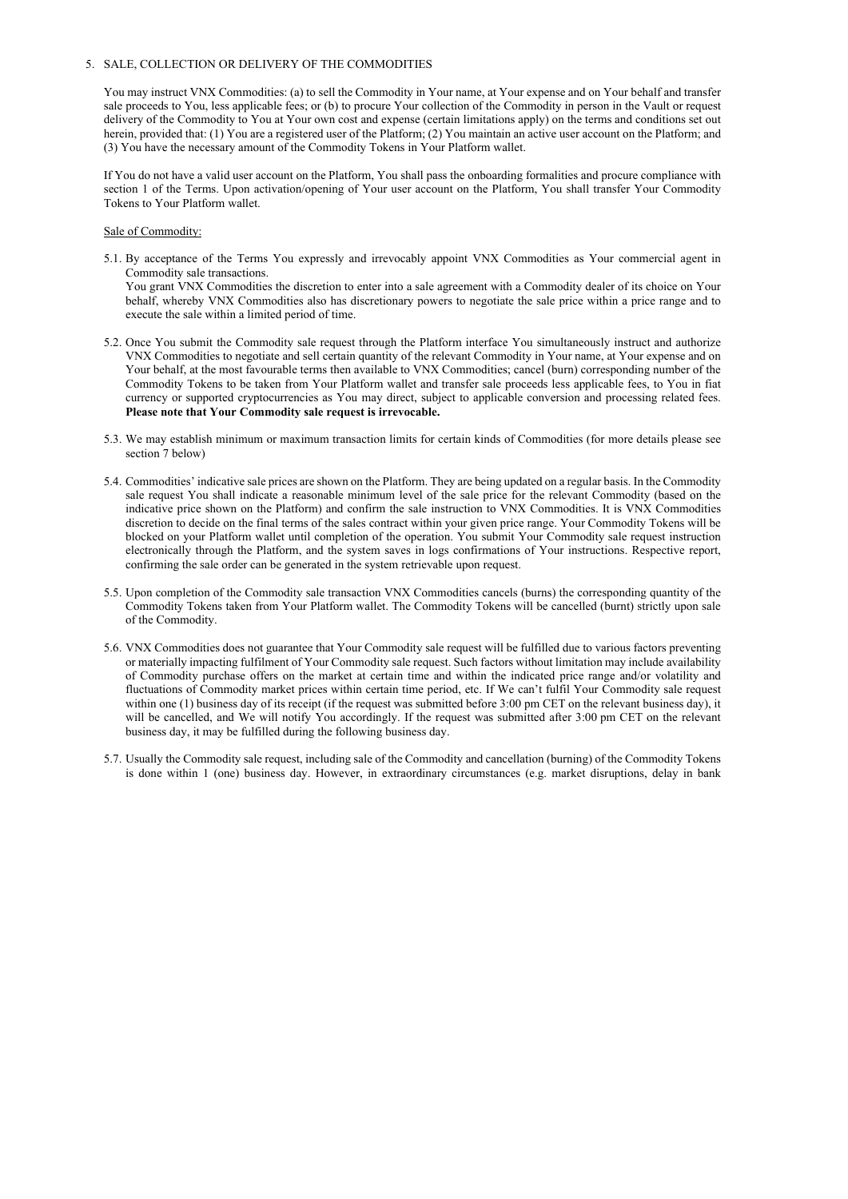## 5. SALE, COLLECTION OR DELIVERY OF THE COMMODITIES

You may instruct VNX Commodities: (a) to sell the Commodity in Your name, at Your expense and on Your behalf and transfer sale proceeds to You, less applicable fees; or (b) to procure Your collection of the Commodity in person in the Vault or request delivery of the Commodity to You at Your own cost and expense (certain limitations apply) on the terms and conditions set out herein, provided that: (1) You are a registered user of the Platform; (2) You maintain an active user account on the Platform; and (3) You have the necessary amount of the Commodity Tokens in Your Platform wallet.

If You do not have a valid user account on the Platform, You shall pass the onboarding formalities and procure compliance with section 1 of the Terms. Upon activation/opening of Your user account on the Platform, You shall transfer Your Commodity Tokens to Your Platform wallet.

Sale of Commodity:

5.1. By acceptance of the Terms You expressly and irrevocably appoint VNX Commodities as Your commercial agent in Commodity sale transactions.
You grant VNX Commodities the discretion to enter into a sale agreement with a Commodity dealer of its choice on Your behalf, whereby VNX Commodities also has discretionary powers to negotiate the sale price within a price range and to execute the sale within a limited period of time.

5.2. Once You submit the Commodity sale request through the Platform interface You simultaneously instruct and authorize VNX Commodities to negotiate and sell certain quantity of the relevant Commodity in Your name, at Your expense and on Your behalf, at the most favourable terms then available to VNX Commodities; cancel (burn) corresponding number of the Commodity Tokens to be taken from Your Platform wallet and transfer sale proceeds less applicable fees, to You in fiat currency or supported cryptocurrencies as You may direct, subject to applicable conversion and processing related fees. **Please note that Your Commodity sale request is irrevocable.**

5.3. We may establish minimum or maximum transaction limits for certain kinds of Commodities (for more details please see section 7 below)

5.4. Commodities' indicative sale prices are shown on the Platform. They are being updated on a regular basis. In the Commodity sale request You shall indicate a reasonable minimum level of the sale price for the relevant Commodity (based on the indicative price shown on the Platform) and confirm the sale instruction to VNX Commodities. It is VNX Commodities discretion to decide on the final terms of the sales contract within your given price range. Your Commodity Tokens will be blocked on your Platform wallet until completion of the operation. You submit Your Commodity sale request instruction electronically through the Platform, and the system saves in logs confirmations of Your instructions. Respective report, confirming the sale order can be generated in the system retrievable upon request.

5.5. Upon completion of the Commodity sale transaction VNX Commodities cancels (burns) the corresponding quantity of the Commodity Tokens taken from Your Platform wallet. The Commodity Tokens will be cancelled (burnt) strictly upon sale of the Commodity.

5.6. VNX Commodities does not guarantee that Your Commodity sale request will be fulfilled due to various factors preventing or materially impacting fulfilment of Your Commodity sale request. Such factors without limitation may include availability of Commodity purchase offers on the market at certain time and within the indicated price range and/or volatility and fluctuations of Commodity market prices within certain time period, etc. If We can't fulfil Your Commodity sale request within one (1) business day of its receipt (if the request was submitted before 3:00 pm CET on the relevant business day), it will be cancelled, and We will notify You accordingly. If the request was submitted after 3:00 pm CET on the relevant business day, it may be fulfilled during the following business day.

5.7. Usually the Commodity sale request, including sale of the Commodity and cancellation (burning) of the Commodity Tokens is done within 1 (one) business day. However, in extraordinary circumstances (e.g. market disruptions, delay in bank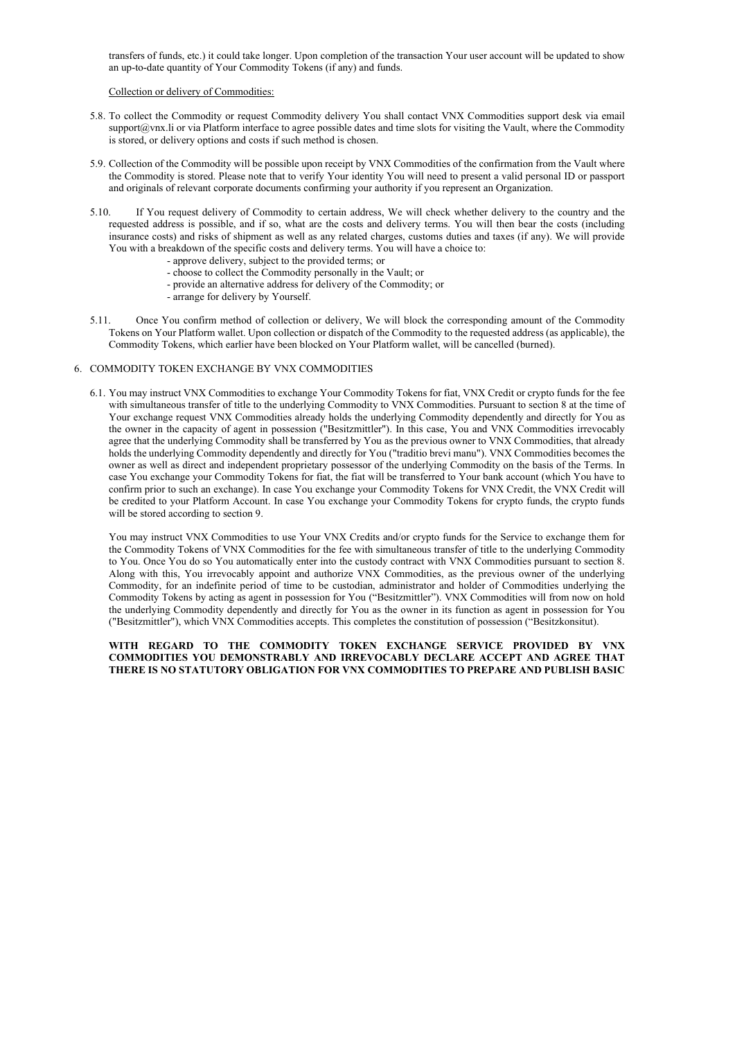transfers of funds, etc.) it could take longer. Upon completion of the transaction Your user account will be updated to show an up-to-date quantity of Your Commodity Tokens (if any) and funds.

Collection or delivery of Commodities:

5.8. To collect the Commodity or request Commodity delivery You shall contact VNX Commodities support desk via email support@vnx.li or via Platform interface to agree possible dates and time slots for visiting the Vault, where the Commodity is stored, or delivery options and costs if such method is chosen.

5.9. Collection of the Commodity will be possible upon receipt by VNX Commodities of the confirmation from the Vault where the Commodity is stored. Please note that to verify Your identity You will need to present a valid personal ID or passport and originals of relevant corporate documents confirming your authority if you represent an Organization.

5.10. If You request delivery of Commodity to certain address, We will check whether delivery to the country and the requested address is possible, and if so, what are the costs and delivery terms. You will then bear the costs (including insurance costs) and risks of shipment as well as any related charges, customs duties and taxes (if any). We will provide You with a breakdown of the specific costs and delivery terms. You will have a choice to:

- approve delivery, subject to the provided terms; or
- choose to collect the Commodity personally in the Vault; or
- provide an alternative address for delivery of the Commodity; or
- arrange for delivery by Yourself.

5.11. Once You confirm method of collection or delivery, We will block the corresponding amount of the Commodity Tokens on Your Platform wallet. Upon collection or dispatch of the Commodity to the requested address (as applicable), the Commodity Tokens, which earlier have been blocked on Your Platform wallet, will be cancelled (burned).

6. COMMODITY TOKEN EXCHANGE BY VNX COMMODITIES

6.1. You may instruct VNX Commodities to exchange Your Commodity Tokens for fiat, VNX Credit or crypto funds for the fee with simultaneous transfer of title to the underlying Commodity to VNX Commodities. Pursuant to section 8 at the time of Your exchange request VNX Commodities already holds the underlying Commodity dependently and directly for You as the owner in the capacity of agent in possession ("Besitzmittler"). In this case, You and VNX Commodities irrevocably agree that the underlying Commodity shall be transferred by You as the previous owner to VNX Commodities, that already holds the underlying Commodity dependently and directly for You ("traditio brevi manu"). VNX Commodities becomes the owner as well as direct and independent proprietary possessor of the underlying Commodity on the basis of the Terms. In case You exchange your Commodity Tokens for fiat, the fiat will be transferred to Your bank account (which You have to confirm prior to such an exchange). In case You exchange your Commodity Tokens for VNX Credit, the VNX Credit will be credited to your Platform Account. In case You exchange your Commodity Tokens for crypto funds, the crypto funds will be stored according to section 9.

You may instruct VNX Commodities to use Your VNX Credits and/or crypto funds for the Service to exchange them for the Commodity Tokens of VNX Commodities for the fee with simultaneous transfer of title to the underlying Commodity to You. Once You do so You automatically enter into the custody contract with VNX Commodities pursuant to section 8. Along with this, You irrevocably appoint and authorize VNX Commodities, as the previous owner of the underlying Commodity, for an indefinite period of time to be custodian, administrator and holder of Commodities underlying the Commodity Tokens by acting as agent in possession for You ("Besitzmittler"). VNX Commodities will from now on hold the underlying Commodity dependently and directly for You as the owner in its function as agent in possession for You ("Besitzmittler"), which VNX Commodities accepts. This completes the constitution of possession ("Besitzkonsitut).

**WITH REGARD TO THE COMMODITY TOKEN EXCHANGE SERVICE PROVIDED BY VNX COMMODITIES YOU DEMONSTRABLY AND IRREVOCABLY DECLARE ACCEPT AND AGREE THAT THERE IS NO STATUTORY OBLIGATION FOR VNX COMMODITIES TO PREPARE AND PUBLISH BASIC**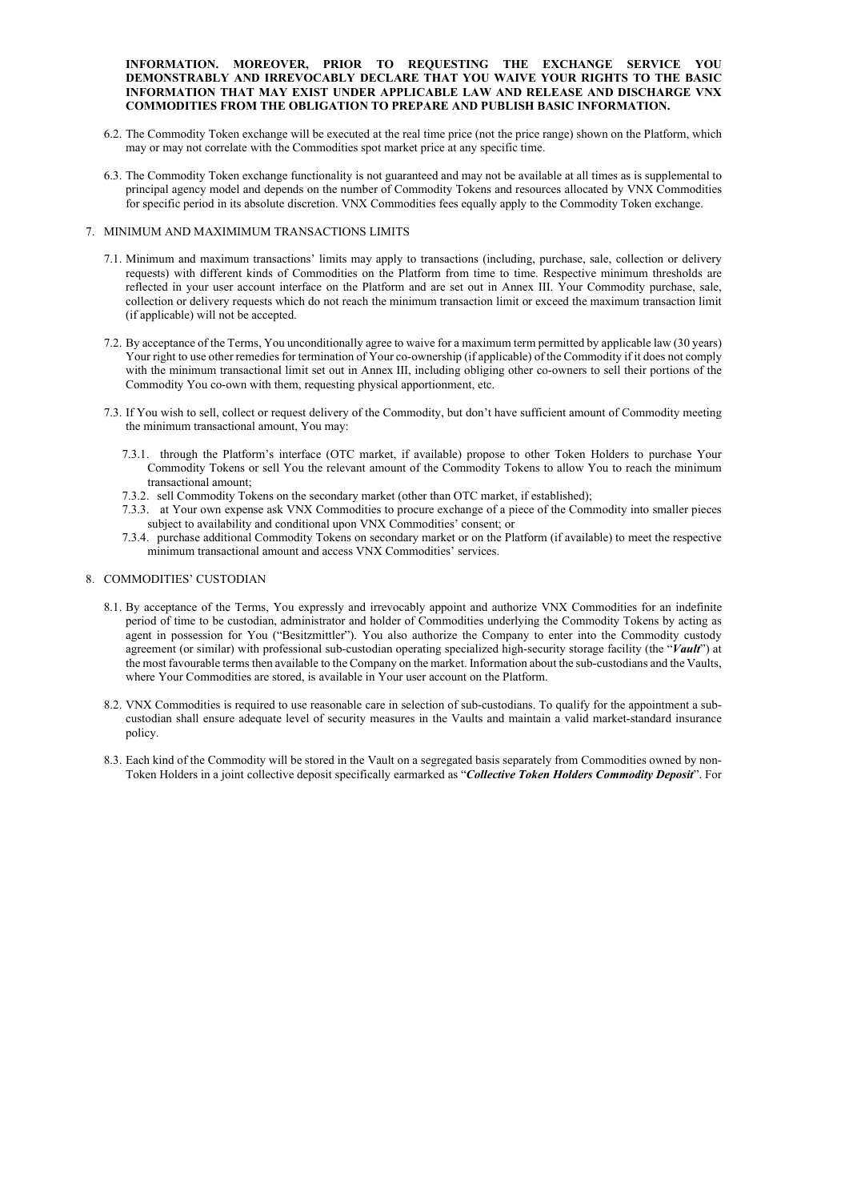**INFORMATION. MOREOVER, PRIOR TO REQUESTING THE EXCHANGE SERVICE YOU DEMONSTRABLY AND IRREVOCABLY DECLARE THAT YOU WAIVE YOUR RIGHTS TO THE BASIC INFORMATION THAT MAY EXIST UNDER APPLICABLE LAW AND RELEASE AND DISCHARGE VNX COMMODITIES FROM THE OBLIGATION TO PREPARE AND PUBLISH BASIC INFORMATION.**

6.2. The Commodity Token exchange will be executed at the real time price (not the price range) shown on the Platform, which may or may not correlate with the Commodities spot market price at any specific time.

6.3. The Commodity Token exchange functionality is not guaranteed and may not be available at all times as is supplemental to principal agency model and depends on the number of Commodity Tokens and resources allocated by VNX Commodities for specific period in its absolute discretion. VNX Commodities fees equally apply to the Commodity Token exchange.

## 7. MINIMUM AND MAXIMIMUM TRANSACTIONS LIMITS

7.1. Minimum and maximum transactions' limits may apply to transactions (including, purchase, sale, collection or delivery requests) with different kinds of Commodities on the Platform from time to time. Respective minimum thresholds are reflected in your user account interface on the Platform and are set out in Annex III. Your Commodity purchase, sale, collection or delivery requests which do not reach the minimum transaction limit or exceed the maximum transaction limit (if applicable) will not be accepted.

7.2. By acceptance of the Terms, You unconditionally agree to waive for a maximum term permitted by applicable law (30 years) Your right to use other remedies for termination of Your co-ownership (if applicable) of the Commodity if it does not comply with the minimum transactional limit set out in Annex III, including obliging other co-owners to sell their portions of the Commodity You co-own with them, requesting physical apportionment, etc.

7.3. If You wish to sell, collect or request delivery of the Commodity, but don't have sufficient amount of Commodity meeting the minimum transactional amount, You may:

7.3.1. through the Platform's interface (OTC market, if available) propose to other Token Holders to purchase Your Commodity Tokens or sell You the relevant amount of the Commodity Tokens to allow You to reach the minimum transactional amount;

7.3.2. sell Commodity Tokens on the secondary market (other than OTC market, if established);

7.3.3. at Your own expense ask VNX Commodities to procure exchange of a piece of the Commodity into smaller pieces subject to availability and conditional upon VNX Commodities' consent; or

7.3.4. purchase additional Commodity Tokens on secondary market or on the Platform (if available) to meet the respective minimum transactional amount and access VNX Commodities' services.

## 8. COMMODITIES' CUSTODIAN

8.1. By acceptance of the Terms, You expressly and irrevocably appoint and authorize VNX Commodities for an indefinite period of time to be custodian, administrator and holder of Commodities underlying the Commodity Tokens by acting as agent in possession for You ("Besitzmittler"). You also authorize the Company to enter into the Commodity custody agreement (or similar) with professional sub-custodian operating specialized high-security storage facility (the "***Vault***") at the most favourable terms then available to the Company on the market. Information about the sub-custodians and the Vaults, where Your Commodities are stored, is available in Your user account on the Platform.

8.2. VNX Commodities is required to use reasonable care in selection of sub-custodians. To qualify for the appointment a sub-custodian shall ensure adequate level of security measures in the Vaults and maintain a valid market-standard insurance policy.

8.3. Each kind of the Commodity will be stored in the Vault on a segregated basis separately from Commodities owned by non-Token Holders in a joint collective deposit specifically earmarked as "***Collective Token Holders Commodity Deposit***". For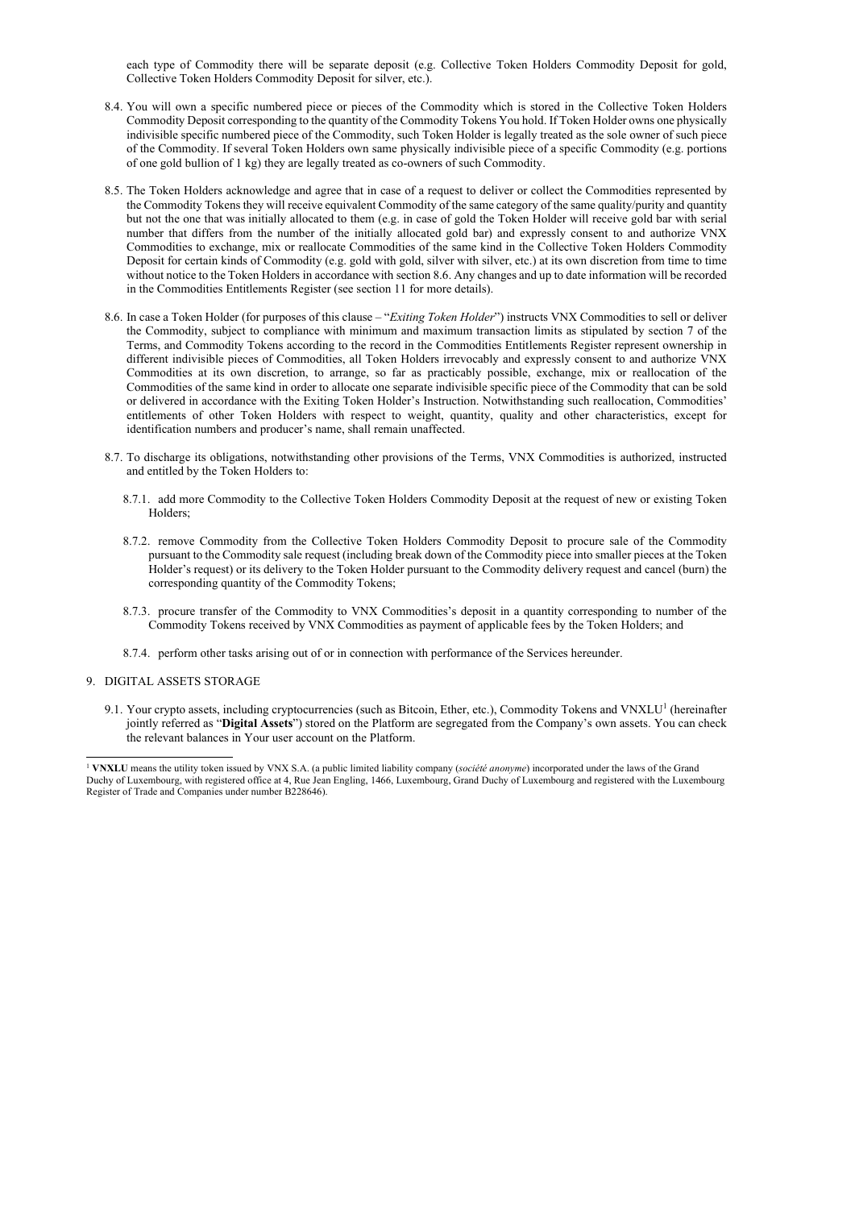each type of Commodity there will be separate deposit (e.g. Collective Token Holders Commodity Deposit for gold, Collective Token Holders Commodity Deposit for silver, etc.).

8.4. You will own a specific numbered piece or pieces of the Commodity which is stored in the Collective Token Holders Commodity Deposit corresponding to the quantity of the Commodity Tokens You hold. If Token Holder owns one physically indivisible specific numbered piece of the Commodity, such Token Holder is legally treated as the sole owner of such piece of the Commodity. If several Token Holders own same physically indivisible piece of a specific Commodity (e.g. portions of one gold bullion of 1 kg) they are legally treated as co-owners of such Commodity.

8.5. The Token Holders acknowledge and agree that in case of a request to deliver or collect the Commodities represented by the Commodity Tokens they will receive equivalent Commodity of the same category of the same quality/purity and quantity but not the one that was initially allocated to them (e.g. in case of gold the Token Holder will receive gold bar with serial number that differs from the number of the initially allocated gold bar) and expressly consent to and authorize VNX Commodities to exchange, mix or reallocate Commodities of the same kind in the Collective Token Holders Commodity Deposit for certain kinds of Commodity (e.g. gold with gold, silver with silver, etc.) at its own discretion from time to time without notice to the Token Holders in accordance with section 8.6. Any changes and up to date information will be recorded in the Commodities Entitlements Register (see section 11 for more details).

8.6. In case a Token Holder (for purposes of this clause – "*Exiting Token Holder*") instructs VNX Commodities to sell or deliver the Commodity, subject to compliance with minimum and maximum transaction limits as stipulated by section 7 of the Terms, and Commodity Tokens according to the record in the Commodities Entitlements Register represent ownership in different indivisible pieces of Commodities, all Token Holders irrevocably and expressly consent to and authorize VNX Commodities at its own discretion, to arrange, so far as practicably possible, exchange, mix or reallocation of the Commodities of the same kind in order to allocate one separate indivisible specific piece of the Commodity that can be sold or delivered in accordance with the Exiting Token Holder's Instruction. Notwithstanding such reallocation, Commodities' entitlements of other Token Holders with respect to weight, quantity, quality and other characteristics, except for identification numbers and producer's name, shall remain unaffected.

8.7. To discharge its obligations, notwithstanding other provisions of the Terms, VNX Commodities is authorized, instructed and entitled by the Token Holders to:

   8.7.1. add more Commodity to the Collective Token Holders Commodity Deposit at the request of new or existing Token Holders;

   8.7.2. remove Commodity from the Collective Token Holders Commodity Deposit to procure sale of the Commodity pursuant to the Commodity sale request (including break down of the Commodity piece into smaller pieces at the Token Holder's request) or its delivery to the Token Holder pursuant to the Commodity delivery request and cancel (burn) the corresponding quantity of the Commodity Tokens;

   8.7.3. procure transfer of the Commodity to VNX Commodities's deposit in a quantity corresponding to number of the Commodity Tokens received by VNX Commodities as payment of applicable fees by the Token Holders; and

   8.7.4. perform other tasks arising out of or in connection with performance of the Services hereunder.

## 9. DIGITAL ASSETS STORAGE

9.1. Your crypto assets, including cryptocurrencies (such as Bitcoin, Ether, etc.), Commodity Tokens and VNXLU[1] (hereinafter jointly referred as "**Digital Assets**") stored on the Platform are segregated from the Company's own assets. You can check the relevant balances in Your user account on the Platform.

---

[1] **VNXLU** means the utility token issued by VNX S.A. (a public limited liability company (*société anonyme*) incorporated under the laws of the Grand Duchy of Luxembourg, with registered office at 4, Rue Jean Engling, 1466, Luxembourg, Grand Duchy of Luxembourg and registered with the Luxembourg Register of Trade and Companies under number B228646).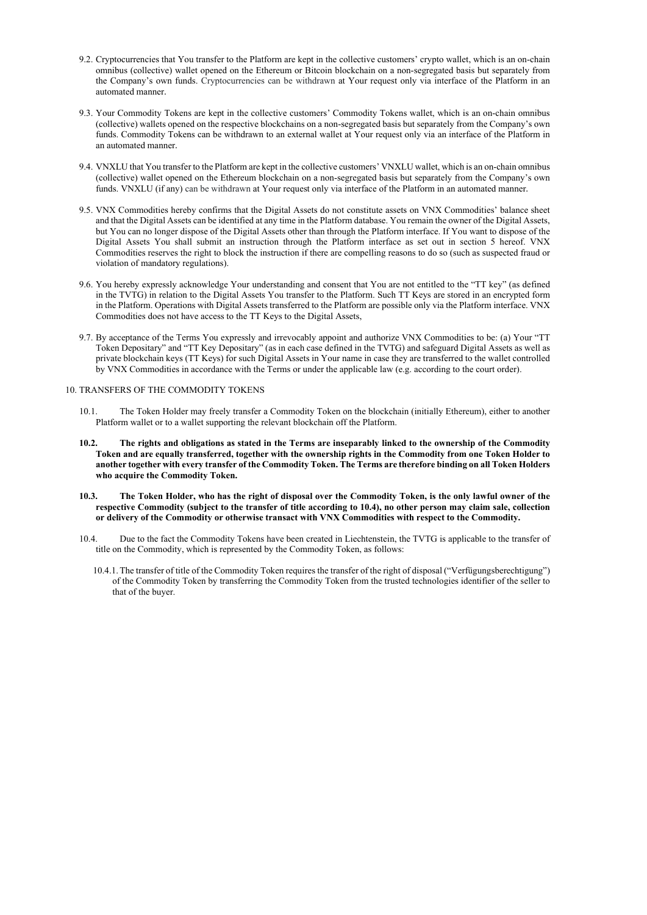9.2. Cryptocurrencies that You transfer to the Platform are kept in the collective customers' crypto wallet, which is an on-chain omnibus (collective) wallet opened on the Ethereum or Bitcoin blockchain on a non-segregated basis but separately from the Company's own funds. Cryptocurrencies can be withdrawn at Your request only via interface of the Platform in an automated manner.

9.3. Your Commodity Tokens are kept in the collective customers' Commodity Tokens wallet, which is an on-chain omnibus (collective) wallets opened on the respective blockchains on a non-segregated basis but separately from the Company's own funds. Commodity Tokens can be withdrawn to an external wallet at Your request only via an interface of the Platform in an automated manner.

9.4. VNXLU that You transfer to the Platform are kept in the collective customers' VNXLU wallet, which is an on-chain omnibus (collective) wallet opened on the Ethereum blockchain on a non-segregated basis but separately from the Company's own funds. VNXLU (if any) can be withdrawn at Your request only via interface of the Platform in an automated manner.

9.5. VNX Commodities hereby confirms that the Digital Assets do not constitute assets on VNX Commodities' balance sheet and that the Digital Assets can be identified at any time in the Platform database. You remain the owner of the Digital Assets, but You can no longer dispose of the Digital Assets other than through the Platform interface. If You want to dispose of the Digital Assets You shall submit an instruction through the Platform interface as set out in section 5 hereof. VNX Commodities reserves the right to block the instruction if there are compelling reasons to do so (such as suspected fraud or violation of mandatory regulations).

9.6. You hereby expressly acknowledge Your understanding and consent that You are not entitled to the "TT key" (as defined in the TVTG) in relation to the Digital Assets You transfer to the Platform. Such TT Keys are stored in an encrypted form in the Platform. Operations with Digital Assets transferred to the Platform are possible only via the Platform interface. VNX Commodities does not have access to the TT Keys to the Digital Assets,

9.7. By acceptance of the Terms You expressly and irrevocably appoint and authorize VNX Commodities to be: (a) Your "TT Token Depositary" and "TT Key Depositary" (as in each case defined in the TVTG) and safeguard Digital Assets as well as private blockchain keys (TT Keys) for such Digital Assets in Your name in case they are transferred to the wallet controlled by VNX Commodities in accordance with the Terms or under the applicable law (e.g. according to the court order).

10. TRANSFERS OF THE COMMODITY TOKENS

10.1. The Token Holder may freely transfer a Commodity Token on the blockchain (initially Ethereum), either to another Platform wallet or to a wallet supporting the relevant blockchain off the Platform.

**10.2. The rights and obligations as stated in the Terms are inseparably linked to the ownership of the Commodity Token and are equally transferred, together with the ownership rights in the Commodity from one Token Holder to another together with every transfer of the Commodity Token. The Terms are therefore binding on all Token Holders who acquire the Commodity Token.**

**10.3. The Token Holder, who has the right of disposal over the Commodity Token, is the only lawful owner of the respective Commodity (subject to the transfer of title according to 10.4), no other person may claim sale, collection or delivery of the Commodity or otherwise transact with VNX Commodities with respect to the Commodity.**

10.4. Due to the fact the Commodity Tokens have been created in Liechtenstein, the TVTG is applicable to the transfer of title on the Commodity, which is represented by the Commodity Token, as follows:

10.4.1. The transfer of title of the Commodity Token requires the transfer of the right of disposal ("Verfügungsberechtigung") of the Commodity Token by transferring the Commodity Token from the trusted technologies identifier of the seller to that of the buyer.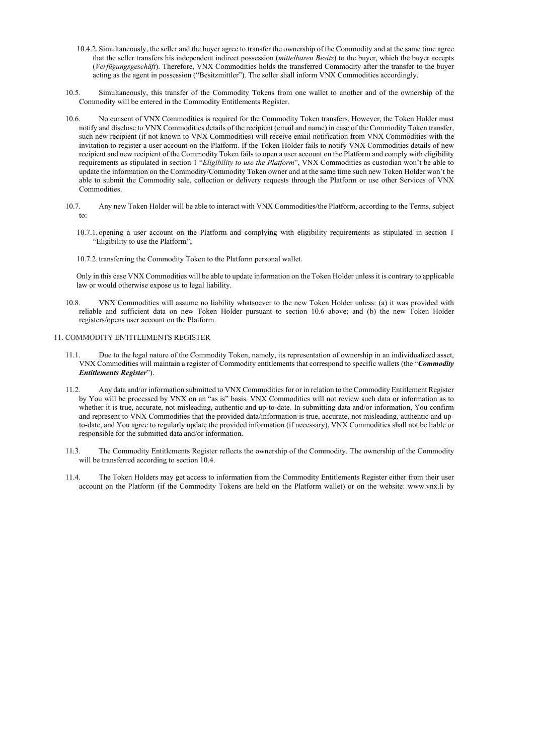10.4.2. Simultaneously, the seller and the buyer agree to transfer the ownership of the Commodity and at the same time agree that the seller transfers his independent indirect possession (*mittelbaren Besitz*) to the buyer, which the buyer accepts (*Verfügungsgeschäft*). Therefore, VNX Commodities holds the transferred Commodity after the transfer to the buyer acting as the agent in possession ("Besitzmittler"). The seller shall inform VNX Commodities accordingly.

10.5. Simultaneously, this transfer of the Commodity Tokens from one wallet to another and of the ownership of the Commodity will be entered in the Commodity Entitlements Register.

10.6. No consent of VNX Commodities is required for the Commodity Token transfers. However, the Token Holder must notify and disclose to VNX Commodities details of the recipient (email and name) in case of the Commodity Token transfer, such new recipient (if not known to VNX Commodities) will receive email notification from VNX Commodities with the invitation to register a user account on the Platform. If the Token Holder fails to notify VNX Commodities details of new recipient and new recipient of the Commodity Token fails to open a user account on the Platform and comply with eligibility requirements as stipulated in section 1 "*Eligibility to use the Platform*", VNX Commodities as custodian won't be able to update the information on the Commodity/Commodity Token owner and at the same time such new Token Holder won't be able to submit the Commodity sale, collection or delivery requests through the Platform or use other Services of VNX Commodities.

10.7. Any new Token Holder will be able to interact with VNX Commodities/the Platform, according to the Terms, subject to:

10.7.1. opening a user account on the Platform and complying with eligibility requirements as stipulated in section 1 "Eligibility to use the Platform";

10.7.2. transferring the Commodity Token to the Platform personal wallet.

Only in this case VNX Commodities will be able to update information on the Token Holder unless it is contrary to applicable law or would otherwise expose us to legal liability.

10.8. VNX Commodities will assume no liability whatsoever to the new Token Holder unless: (a) it was provided with reliable and sufficient data on new Token Holder pursuant to section 10.6 above; and (b) the new Token Holder registers/opens user account on the Platform.

## 11. COMMODITY ENTITLEMENTS REGISTER

11.1. Due to the legal nature of the Commodity Token, namely, its representation of ownership in an individualized asset, VNX Commodities will maintain a register of Commodity entitlements that correspond to specific wallets (the "***Commodity Entitlements Register***").

11.2. Any data and/or information submitted to VNX Commodities for or in relation to the Commodity Entitlement Register by You will be processed by VNX on an "as is" basis. VNX Commodities will not review such data or information as to whether it is true, accurate, not misleading, authentic and up-to-date. In submitting data and/or information, You confirm and represent to VNX Commodities that the provided data/information is true, accurate, not misleading, authentic and up-to-date, and You agree to regularly update the provided information (if necessary). VNX Commodities shall not be liable or responsible for the submitted data and/or information.

11.3. The Commodity Entitlements Register reflects the ownership of the Commodity. The ownership of the Commodity will be transferred according to section 10.4.

11.4. The Token Holders may get access to information from the Commodity Entitlements Register either from their user account on the Platform (if the Commodity Tokens are held on the Platform wallet) or on the website: www.vnx.li by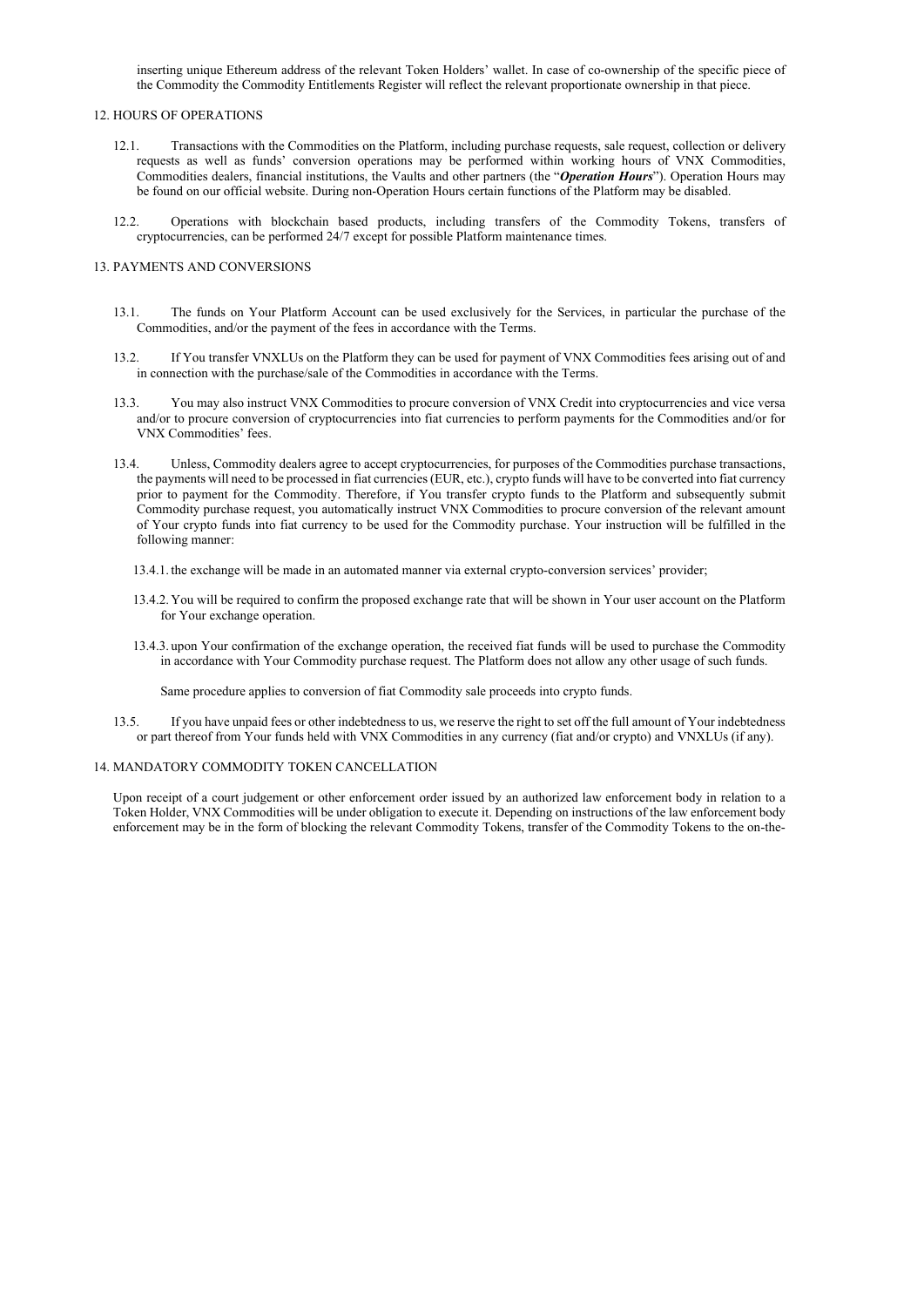inserting unique Ethereum address of the relevant Token Holders' wallet. In case of co-ownership of the specific piece of the Commodity the Commodity Entitlements Register will reflect the relevant proportionate ownership in that piece.

## 12. HOURS OF OPERATIONS

12.1. Transactions with the Commodities on the Platform, including purchase requests, sale request, collection or delivery requests as well as funds' conversion operations may be performed within working hours of VNX Commodities, Commodities dealers, financial institutions, the Vaults and other partners (the "***Operation Hours***"). Operation Hours may be found on our official website. During non-Operation Hours certain functions of the Platform may be disabled.

12.2. Operations with blockchain based products, including transfers of the Commodity Tokens, transfers of cryptocurrencies, can be performed 24/7 except for possible Platform maintenance times.

## 13. PAYMENTS AND CONVERSIONS

13.1. The funds on Your Platform Account can be used exclusively for the Services, in particular the purchase of the Commodities, and/or the payment of the fees in accordance with the Terms.

13.2. If You transfer VNXLUs on the Platform they can be used for payment of VNX Commodities fees arising out of and in connection with the purchase/sale of the Commodities in accordance with the Terms.

13.3. You may also instruct VNX Commodities to procure conversion of VNX Credit into cryptocurrencies and vice versa and/or to procure conversion of cryptocurrencies into fiat currencies to perform payments for the Commodities and/or for VNX Commodities' fees.

13.4. Unless, Commodity dealers agree to accept cryptocurrencies, for purposes of the Commodities purchase transactions, the payments will need to be processed in fiat currencies (EUR, etc.), crypto funds will have to be converted into fiat currency prior to payment for the Commodity. Therefore, if You transfer crypto funds to the Platform and subsequently submit Commodity purchase request, you automatically instruct VNX Commodities to procure conversion of the relevant amount of Your crypto funds into fiat currency to be used for the Commodity purchase. Your instruction will be fulfilled in the following manner:

13.4.1. the exchange will be made in an automated manner via external crypto-conversion services' provider;

13.4.2. You will be required to confirm the proposed exchange rate that will be shown in Your user account on the Platform for Your exchange operation.

13.4.3. upon Your confirmation of the exchange operation, the received fiat funds will be used to purchase the Commodity in accordance with Your Commodity purchase request. The Platform does not allow any other usage of such funds.

Same procedure applies to conversion of fiat Commodity sale proceeds into crypto funds.

13.5. If you have unpaid fees or other indebtedness to us, we reserve the right to set off the full amount of Your indebtedness or part thereof from Your funds held with VNX Commodities in any currency (fiat and/or crypto) and VNXLUs (if any).

## 14. MANDATORY COMMODITY TOKEN CANCELLATION

Upon receipt of a court judgement or other enforcement order issued by an authorized law enforcement body in relation to a Token Holder, VNX Commodities will be under obligation to execute it. Depending on instructions of the law enforcement body enforcement may be in the form of blocking the relevant Commodity Tokens, transfer of the Commodity Tokens to the on-the-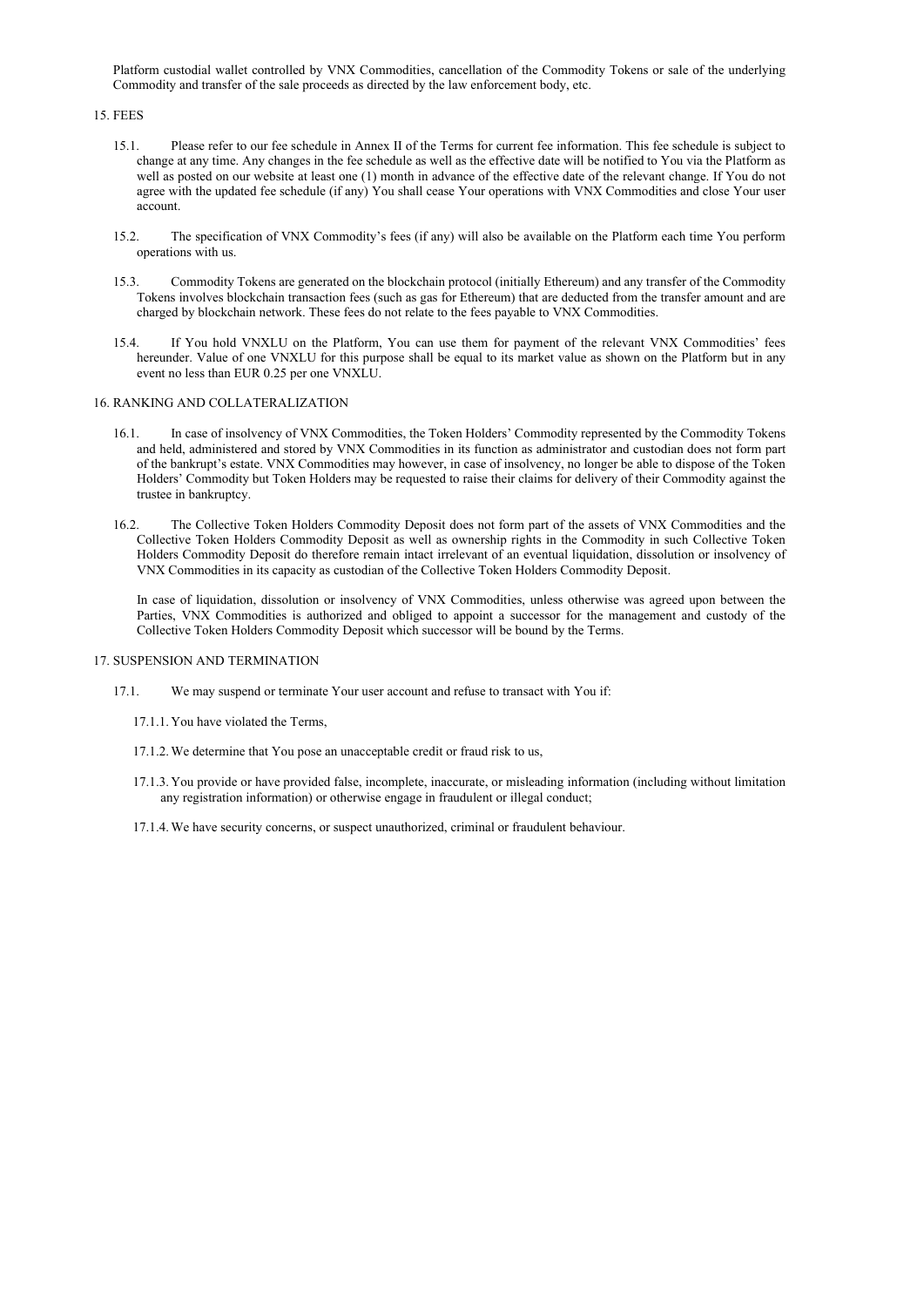Platform custodial wallet controlled by VNX Commodities, cancellation of the Commodity Tokens or sale of the underlying Commodity and transfer of the sale proceeds as directed by the law enforcement body, etc.

## 15. FEES

15.1. Please refer to our fee schedule in Annex II of the Terms for current fee information. This fee schedule is subject to change at any time. Any changes in the fee schedule as well as the effective date will be notified to You via the Platform as well as posted on our website at least one (1) month in advance of the effective date of the relevant change. If You do not agree with the updated fee schedule (if any) You shall cease Your operations with VNX Commodities and close Your user account.

15.2. The specification of VNX Commodity's fees (if any) will also be available on the Platform each time You perform operations with us.

15.3. Commodity Tokens are generated on the blockchain protocol (initially Ethereum) and any transfer of the Commodity Tokens involves blockchain transaction fees (such as gas for Ethereum) that are deducted from the transfer amount and are charged by blockchain network. These fees do not relate to the fees payable to VNX Commodities.

15.4. If You hold VNXLU on the Platform, You can use them for payment of the relevant VNX Commodities' fees hereunder. Value of one VNXLU for this purpose shall be equal to its market value as shown on the Platform but in any event no less than EUR 0.25 per one VNXLU.

## 16. RANKING AND COLLATERALIZATION

16.1. In case of insolvency of VNX Commodities, the Token Holders' Commodity represented by the Commodity Tokens and held, administered and stored by VNX Commodities in its function as administrator and custodian does not form part of the bankrupt's estate. VNX Commodities may however, in case of insolvency, no longer be able to dispose of the Token Holders' Commodity but Token Holders may be requested to raise their claims for delivery of their Commodity against the trustee in bankruptcy.

16.2. The Collective Token Holders Commodity Deposit does not form part of the assets of VNX Commodities and the Collective Token Holders Commodity Deposit as well as ownership rights in the Commodity in such Collective Token Holders Commodity Deposit do therefore remain intact irrelevant of an eventual liquidation, dissolution or insolvency of VNX Commodities in its capacity as custodian of the Collective Token Holders Commodity Deposit.

In case of liquidation, dissolution or insolvency of VNX Commodities, unless otherwise was agreed upon between the Parties, VNX Commodities is authorized and obliged to appoint a successor for the management and custody of the Collective Token Holders Commodity Deposit which successor will be bound by the Terms.

## 17. SUSPENSION AND TERMINATION

17.1. We may suspend or terminate Your user account and refuse to transact with You if:

17.1.1. You have violated the Terms,

17.1.2. We determine that You pose an unacceptable credit or fraud risk to us,

17.1.3. You provide or have provided false, incomplete, inaccurate, or misleading information (including without limitation any registration information) or otherwise engage in fraudulent or illegal conduct;

17.1.4. We have security concerns, or suspect unauthorized, criminal or fraudulent behaviour.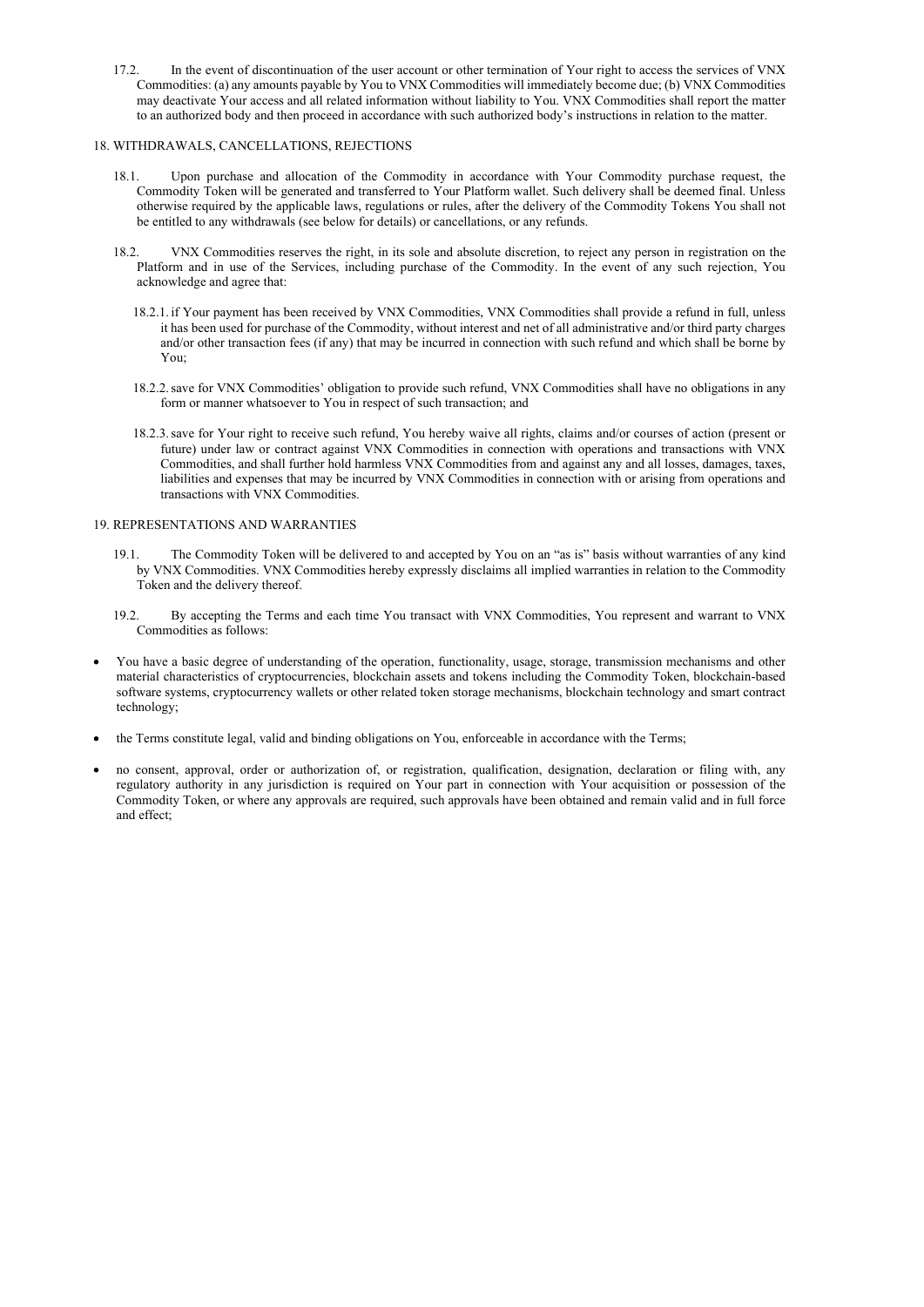17.2. In the event of discontinuation of the user account or other termination of Your right to access the services of VNX Commodities: (a) any amounts payable by You to VNX Commodities will immediately become due; (b) VNX Commodities may deactivate Your access and all related information without liability to You. VNX Commodities shall report the matter to an authorized body and then proceed in accordance with such authorized body's instructions in relation to the matter.

## 18. WITHDRAWALS, CANCELLATIONS, REJECTIONS

18.1. Upon purchase and allocation of the Commodity in accordance with Your Commodity purchase request, the Commodity Token will be generated and transferred to Your Platform wallet. Such delivery shall be deemed final. Unless otherwise required by the applicable laws, regulations or rules, after the delivery of the Commodity Tokens You shall not be entitled to any withdrawals (see below for details) or cancellations, or any refunds.

18.2. VNX Commodities reserves the right, in its sole and absolute discretion, to reject any person in registration on the Platform and in use of the Services, including purchase of the Commodity. In the event of any such rejection, You acknowledge and agree that:

18.2.1. if Your payment has been received by VNX Commodities, VNX Commodities shall provide a refund in full, unless it has been used for purchase of the Commodity, without interest and net of all administrative and/or third party charges and/or other transaction fees (if any) that may be incurred in connection with such refund and which shall be borne by You;

18.2.2. save for VNX Commodities' obligation to provide such refund, VNX Commodities shall have no obligations in any form or manner whatsoever to You in respect of such transaction; and

18.2.3. save for Your right to receive such refund, You hereby waive all rights, claims and/or courses of action (present or future) under law or contract against VNX Commodities in connection with operations and transactions with VNX Commodities, and shall further hold harmless VNX Commodities from and against any and all losses, damages, taxes, liabilities and expenses that may be incurred by VNX Commodities in connection with or arising from operations and transactions with VNX Commodities.

## 19. REPRESENTATIONS AND WARRANTIES

19.1. The Commodity Token will be delivered to and accepted by You on an "as is" basis without warranties of any kind by VNX Commodities. VNX Commodities hereby expressly disclaims all implied warranties in relation to the Commodity Token and the delivery thereof.

19.2. By accepting the Terms and each time You transact with VNX Commodities, You represent and warrant to VNX Commodities as follows:

- You have a basic degree of understanding of the operation, functionality, usage, storage, transmission mechanisms and other material characteristics of cryptocurrencies, blockchain assets and tokens including the Commodity Token, blockchain-based software systems, cryptocurrency wallets or other related token storage mechanisms, blockchain technology and smart contract technology;
- the Terms constitute legal, valid and binding obligations on You, enforceable in accordance with the Terms;
- no consent, approval, order or authorization of, or registration, qualification, designation, declaration or filing with, any regulatory authority in any jurisdiction is required on Your part in connection with Your acquisition or possession of the Commodity Token, or where any approvals are required, such approvals have been obtained and remain valid and in full force and effect;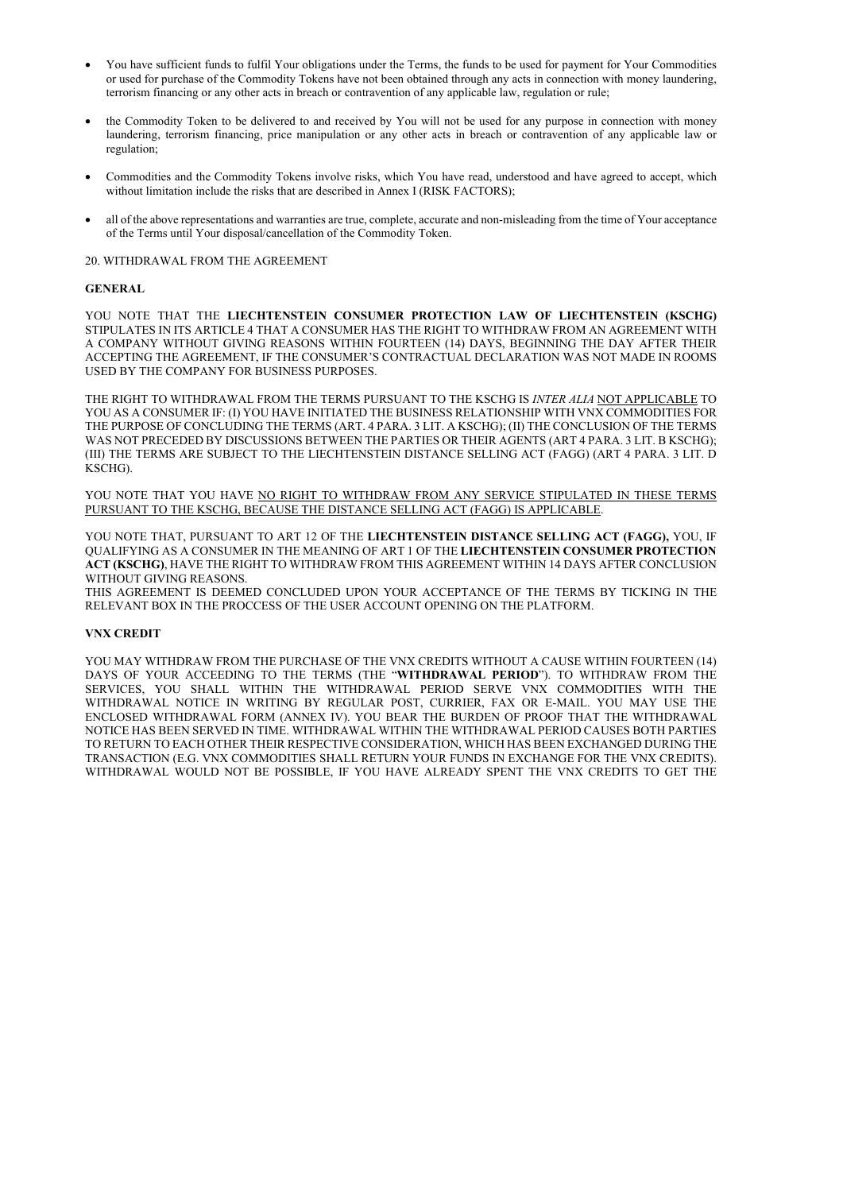- You have sufficient funds to fulfil Your obligations under the Terms, the funds to be used for payment for Your Commodities or used for purchase of the Commodity Tokens have not been obtained through any acts in connection with money laundering, terrorism financing or any other acts in breach or contravention of any applicable law, regulation or rule;
- the Commodity Token to be delivered to and received by You will not be used for any purpose in connection with money laundering, terrorism financing, price manipulation or any other acts in breach or contravention of any applicable law or regulation;
- Commodities and the Commodity Tokens involve risks, which You have read, understood and have agreed to accept, which without limitation include the risks that are described in Annex I (RISK FACTORS);
- all of the above representations and warranties are true, complete, accurate and non-misleading from the time of Your acceptance of the Terms until Your disposal/cancellation of the Commodity Token.

20. WITHDRAWAL FROM THE AGREEMENT

**GENERAL**

YOU NOTE THAT THE **LIECHTENSTEIN CONSUMER PROTECTION LAW OF LIECHTENSTEIN (KSCHG)** STIPULATES IN ITS ARTICLE 4 THAT A CONSUMER HAS THE RIGHT TO WITHDRAW FROM AN AGREEMENT WITH A COMPANY WITHOUT GIVING REASONS WITHIN FOURTEEN (14) DAYS, BEGINNING THE DAY AFTER THEIR ACCEPTING THE AGREEMENT, IF THE CONSUMER'S CONTRACTUAL DECLARATION WAS NOT MADE IN ROOMS USED BY THE COMPANY FOR BUSINESS PURPOSES.

THE RIGHT TO WITHDRAWAL FROM THE TERMS PURSUANT TO THE KSCHG IS *INTER ALIA* <u>NOT APPLICABLE</u> TO YOU AS A CONSUMER IF: (I) YOU HAVE INITIATED THE BUSINESS RELATIONSHIP WITH VNX COMMODITIES FOR THE PURPOSE OF CONCLUDING THE TERMS (ART. 4 PARA. 3 LIT. A KSCHG); (II) THE CONCLUSION OF THE TERMS WAS NOT PRECEDED BY DISCUSSIONS BETWEEN THE PARTIES OR THEIR AGENTS (ART 4 PARA. 3 LIT. B KSCHG); (III) THE TERMS ARE SUBJECT TO THE LIECHTENSTEIN DISTANCE SELLING ACT (FAGG) (ART 4 PARA. 3 LIT. D KSCHG).

YOU NOTE THAT YOU HAVE <u>NO RIGHT TO WITHDRAW FROM ANY SERVICE STIPULATED IN THESE TERMS PURSUANT TO THE KSCHG, BECAUSE THE DISTANCE SELLING ACT (FAGG) IS APPLICABLE</u>.

YOU NOTE THAT, PURSUANT TO ART 12 OF THE **LIECHTENSTEIN DISTANCE SELLING ACT (FAGG),** YOU, IF QUALIFYING AS A CONSUMER IN THE MEANING OF ART 1 OF THE **LIECHTENSTEIN CONSUMER PROTECTION ACT (KSCHG)**, HAVE THE RIGHT TO WITHDRAW FROM THIS AGREEMENT WITHIN 14 DAYS AFTER CONCLUSION WITHOUT GIVING REASONS.
THIS AGREEMENT IS DEEMED CONCLUDED UPON YOUR ACCEPTANCE OF THE TERMS BY TICKING IN THE RELEVANT BOX IN THE PROCCESS OF THE USER ACCOUNT OPENING ON THE PLATFORM.

**VNX CREDIT**

YOU MAY WITHDRAW FROM THE PURCHASE OF THE VNX CREDITS WITHOUT A CAUSE WITHIN FOURTEEN (14) DAYS OF YOUR ACCEEDING TO THE TERMS (THE "**WITHDRAWAL PERIOD**"). TO WITHDRAW FROM THE SERVICES, YOU SHALL WITHIN THE WITHDRAWAL PERIOD SERVE VNX COMMODITIES WITH THE WITHDRAWAL NOTICE IN WRITING BY REGULAR POST, CURRIER, FAX OR E-MAIL. YOU MAY USE THE ENCLOSED WITHDRAWAL FORM (ANNEX IV). YOU BEAR THE BURDEN OF PROOF THAT THE WITHDRAWAL NOTICE HAS BEEN SERVED IN TIME. WITHDRAWAL WITHIN THE WITHDRAWAL PERIOD CAUSES BOTH PARTIES TO RETURN TO EACH OTHER THEIR RESPECTIVE CONSIDERATION, WHICH HAS BEEN EXCHANGED DURING THE TRANSACTION (E.G. VNX COMMODITIES SHALL RETURN YOUR FUNDS IN EXCHANGE FOR THE VNX CREDITS). WITHDRAWAL WOULD NOT BE POSSIBLE, IF YOU HAVE ALREADY SPENT THE VNX CREDITS TO GET THE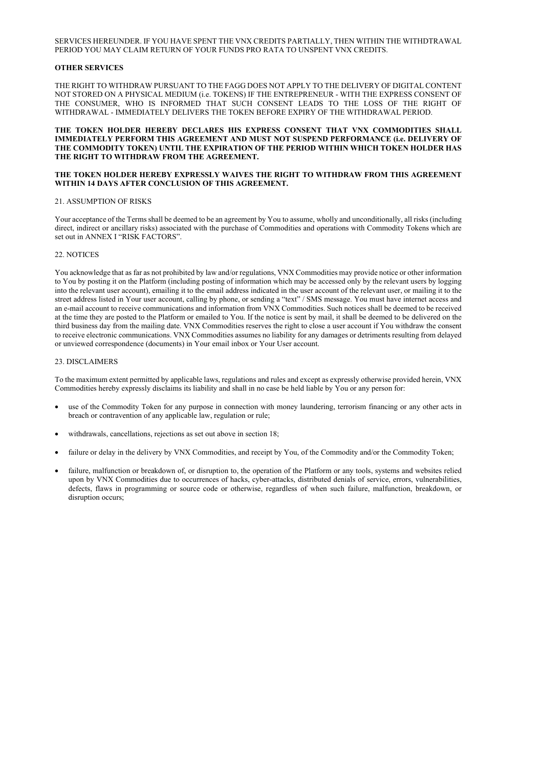SERVICES HEREUNDER. IF YOU HAVE SPENT THE VNX CREDITS PARTIALLY, THEN WITHIN THE WITHDTRAWAL PERIOD YOU MAY CLAIM RETURN OF YOUR FUNDS PRO RATA TO UNSPENT VNX CREDITS.

**OTHER SERVICES**

THE RIGHT TO WITHDRAW PURSUANT TO THE FAGG DOES NOT APPLY TO THE DELIVERY OF DIGITAL CONTENT NOT STORED ON A PHYSICAL MEDIUM (i.e. TOKENS) IF THE ENTREPRENEUR - WITH THE EXPRESS CONSENT OF THE CONSUMER, WHO IS INFORMED THAT SUCH CONSENT LEADS TO THE LOSS OF THE RIGHT OF WITHDRAWAL - IMMEDIATELY DELIVERS THE TOKEN BEFORE EXPIRY OF THE WITHDRAWAL PERIOD.

**THE TOKEN HOLDER HEREBY DECLARES HIS EXPRESS CONSENT THAT VNX COMMODITIES SHALL IMMEDIATELY PERFORM THIS AGREEMENT AND MUST NOT SUSPEND PERFORMANCE (i.e. DELIVERY OF THE COMMODITY TOKEN) UNTIL THE EXPIRATION OF THE PERIOD WITHIN WHICH TOKEN HOLDER HAS THE RIGHT TO WITHDRAW FROM THE AGREEMENT.**

**THE TOKEN HOLDER HEREBY EXPRESSLY WAIVES THE RIGHT TO WITHDRAW FROM THIS AGREEMENT WITHIN 14 DAYS AFTER CONCLUSION OF THIS AGREEMENT.**

## 21. ASSUMPTION OF RISKS

Your acceptance of the Terms shall be deemed to be an agreement by You to assume, wholly and unconditionally, all risks (including direct, indirect or ancillary risks) associated with the purchase of Commodities and operations with Commodity Tokens which are set out in ANNEX I "RISK FACTORS".

## 22. NOTICES

You acknowledge that as far as not prohibited by law and/or regulations, VNX Commodities may provide notice or other information to You by posting it on the Platform (including posting of information which may be accessed only by the relevant users by logging into the relevant user account), emailing it to the email address indicated in the user account of the relevant user, or mailing it to the street address listed in Your user account, calling by phone, or sending a "text" / SMS message. You must have internet access and an e-mail account to receive communications and information from VNX Commodities. Such notices shall be deemed to be received at the time they are posted to the Platform or emailed to You. If the notice is sent by mail, it shall be deemed to be delivered on the third business day from the mailing date. VNX Commodities reserves the right to close a user account if You withdraw the consent to receive electronic communications. VNX Commodities assumes no liability for any damages or detriments resulting from delayed or unviewed correspondence (documents) in Your email inbox or Your User account.

## 23. DISCLAIMERS

To the maximum extent permitted by applicable laws, regulations and rules and except as expressly otherwise provided herein, VNX Commodities hereby expressly disclaims its liability and shall in no case be held liable by You or any person for:

- use of the Commodity Token for any purpose in connection with money laundering, terrorism financing or any other acts in breach or contravention of any applicable law, regulation or rule;
- withdrawals, cancellations, rejections as set out above in section 18;
- failure or delay in the delivery by VNX Commodities, and receipt by You, of the Commodity and/or the Commodity Token;
- failure, malfunction or breakdown of, or disruption to, the operation of the Platform or any tools, systems and websites relied upon by VNX Commodities due to occurrences of hacks, cyber-attacks, distributed denials of service, errors, vulnerabilities, defects, flaws in programming or source code or otherwise, regardless of when such failure, malfunction, breakdown, or disruption occurs;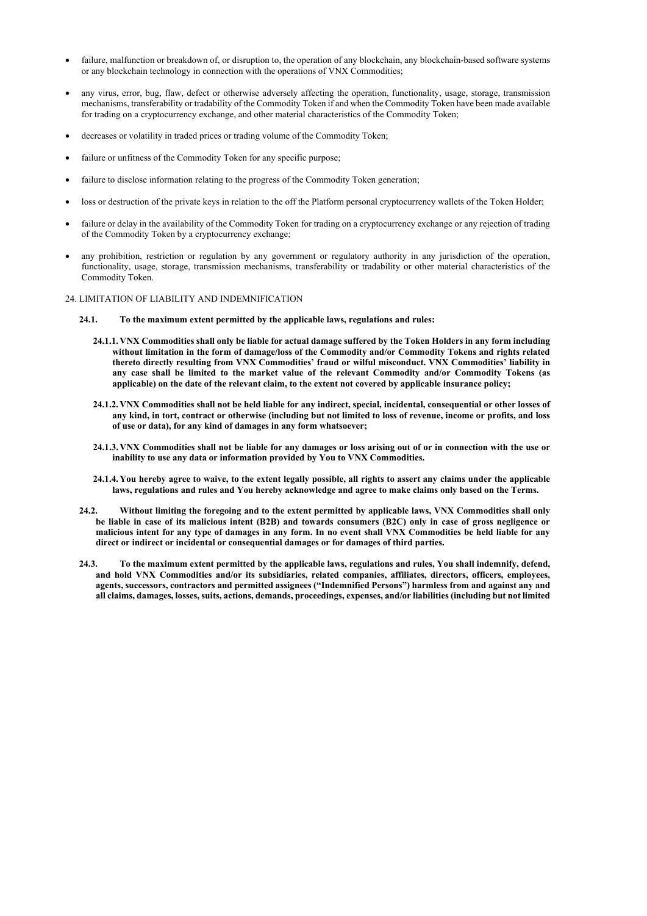- failure, malfunction or breakdown of, or disruption to, the operation of any blockchain, any blockchain-based software systems or any blockchain technology in connection with the operations of VNX Commodities;
- any virus, error, bug, flaw, defect or otherwise adversely affecting the operation, functionality, usage, storage, transmission mechanisms, transferability or tradability of the Commodity Token if and when the Commodity Token have been made available for trading on a cryptocurrency exchange, and other material characteristics of the Commodity Token;
- decreases or volatility in traded prices or trading volume of the Commodity Token;
- failure or unfitness of the Commodity Token for any specific purpose;
- failure to disclose information relating to the progress of the Commodity Token generation;
- loss or destruction of the private keys in relation to the off the Platform personal cryptocurrency wallets of the Token Holder;
- failure or delay in the availability of the Commodity Token for trading on a cryptocurrency exchange or any rejection of trading of the Commodity Token by a cryptocurrency exchange;
- any prohibition, restriction or regulation by any government or regulatory authority in any jurisdiction of the operation, functionality, usage, storage, transmission mechanisms, transferability or tradability or other material characteristics of the Commodity Token.

24. LIMITATION OF LIABILITY AND INDEMNIFICATION

**24.1. To the maximum extent permitted by the applicable laws, regulations and rules:**

**24.1.1. VNX Commodities shall only be liable for actual damage suffered by the Token Holders in any form including without limitation in the form of damage/loss of the Commodity and/or Commodity Tokens and rights related thereto directly resulting from VNX Commodities' fraud or wilful misconduct. VNX Commodities' liability in any case shall be limited to the market value of the relevant Commodity and/or Commodity Tokens (as applicable) on the date of the relevant claim, to the extent not covered by applicable insurance policy;**

**24.1.2. VNX Commodities shall not be held liable for any indirect, special, incidental, consequential or other losses of any kind, in tort, contract or otherwise (including but not limited to loss of revenue, income or profits, and loss of use or data), for any kind of damages in any form whatsoever;**

**24.1.3. VNX Commodities shall not be liable for any damages or loss arising out of or in connection with the use or inability to use any data or information provided by You to VNX Commodities.**

**24.1.4. You hereby agree to waive, to the extent legally possible, all rights to assert any claims under the applicable laws, regulations and rules and You hereby acknowledge and agree to make claims only based on the Terms.**

**24.2. Without limiting the foregoing and to the extent permitted by applicable laws, VNX Commodities shall only be liable in case of its malicious intent (B2B) and towards consumers (B2C) only in case of gross negligence or malicious intent for any type of damages in any form. In no event shall VNX Commodities be held liable for any direct or indirect or incidental or consequential damages or for damages of third parties.**

**24.3. To the maximum extent permitted by the applicable laws, regulations and rules, You shall indemnify, defend, and hold VNX Commodities and/or its subsidiaries, related companies, affiliates, directors, officers, employees, agents, successors, contractors and permitted assignees ("Indemnified Persons") harmless from and against any and all claims, damages, losses, suits, actions, demands, proceedings, expenses, and/or liabilities (including but not limited**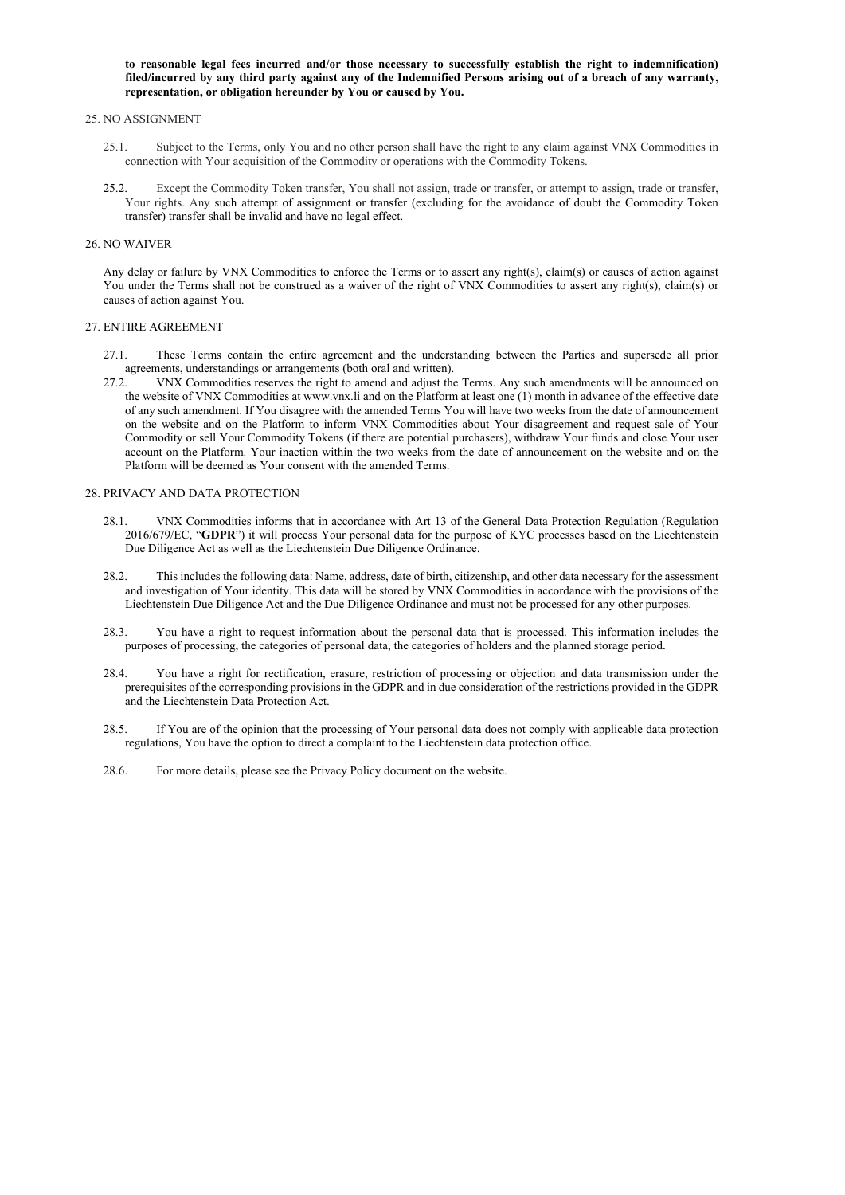**to reasonable legal fees incurred and/or those necessary to successfully establish the right to indemnification) filed/incurred by any third party against any of the Indemnified Persons arising out of a breach of any warranty, representation, or obligation hereunder by You or caused by You.**

## 25. NO ASSIGNMENT

25.1. Subject to the Terms, only You and no other person shall have the right to any claim against VNX Commodities in connection with Your acquisition of the Commodity or operations with the Commodity Tokens.

25.2. Except the Commodity Token transfer, You shall not assign, trade or transfer, or attempt to assign, trade or transfer, Your rights. Any such attempt of assignment or transfer (excluding for the avoidance of doubt the Commodity Token transfer) transfer shall be invalid and have no legal effect.

## 26. NO WAIVER

Any delay or failure by VNX Commodities to enforce the Terms or to assert any right(s), claim(s) or causes of action against You under the Terms shall not be construed as a waiver of the right of VNX Commodities to assert any right(s), claim(s) or causes of action against You.

## 27. ENTIRE AGREEMENT

27.1. These Terms contain the entire agreement and the understanding between the Parties and supersede all prior agreements, understandings or arrangements (both oral and written).

27.2. VNX Commodities reserves the right to amend and adjust the Terms. Any such amendments will be announced on the website of VNX Commodities at www.vnx.li and on the Platform at least one (1) month in advance of the effective date of any such amendment. If You disagree with the amended Terms You will have two weeks from the date of announcement on the website and on the Platform to inform VNX Commodities about Your disagreement and request sale of Your Commodity or sell Your Commodity Tokens (if there are potential purchasers), withdraw Your funds and close Your user account on the Platform. Your inaction within the two weeks from the date of announcement on the website and on the Platform will be deemed as Your consent with the amended Terms.

## 28. PRIVACY AND DATA PROTECTION

28.1. VNX Commodities informs that in accordance with Art 13 of the General Data Protection Regulation (Regulation 2016/679/EC, "**GDPR**") it will process Your personal data for the purpose of KYC processes based on the Liechtenstein Due Diligence Act as well as the Liechtenstein Due Diligence Ordinance.

28.2. This includes the following data: Name, address, date of birth, citizenship, and other data necessary for the assessment and investigation of Your identity. This data will be stored by VNX Commodities in accordance with the provisions of the Liechtenstein Due Diligence Act and the Due Diligence Ordinance and must not be processed for any other purposes.

28.3. You have a right to request information about the personal data that is processed. This information includes the purposes of processing, the categories of personal data, the categories of holders and the planned storage period.

28.4. You have a right for rectification, erasure, restriction of processing or objection and data transmission under the prerequisites of the corresponding provisions in the GDPR and in due consideration of the restrictions provided in the GDPR and the Liechtenstein Data Protection Act.

28.5. If You are of the opinion that the processing of Your personal data does not comply with applicable data protection regulations, You have the option to direct a complaint to the Liechtenstein data protection office.

28.6. For more details, please see the Privacy Policy document on the website.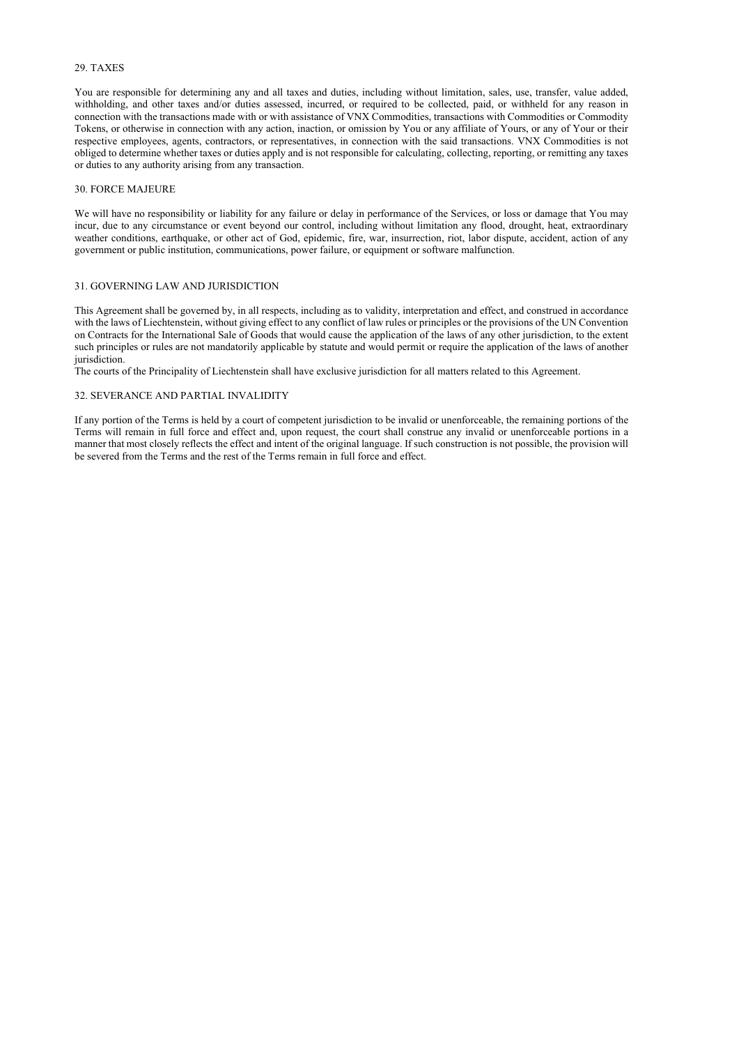## 29. TAXES

You are responsible for determining any and all taxes and duties, including without limitation, sales, use, transfer, value added, withholding, and other taxes and/or duties assessed, incurred, or required to be collected, paid, or withheld for any reason in connection with the transactions made with or with assistance of VNX Commodities, transactions with Commodities or Commodity Tokens, or otherwise in connection with any action, inaction, or omission by You or any affiliate of Yours, or any of Your or their respective employees, agents, contractors, or representatives, in connection with the said transactions. VNX Commodities is not obliged to determine whether taxes or duties apply and is not responsible for calculating, collecting, reporting, or remitting any taxes or duties to any authority arising from any transaction.

## 30. FORCE MAJEURE

We will have no responsibility or liability for any failure or delay in performance of the Services, or loss or damage that You may incur, due to any circumstance or event beyond our control, including without limitation any flood, drought, heat, extraordinary weather conditions, earthquake, or other act of God, epidemic, fire, war, insurrection, riot, labor dispute, accident, action of any government or public institution, communications, power failure, or equipment or software malfunction.

## 31. GOVERNING LAW AND JURISDICTION

This Agreement shall be governed by, in all respects, including as to validity, interpretation and effect, and construed in accordance with the laws of Liechtenstein, without giving effect to any conflict of law rules or principles or the provisions of the UN Convention on Contracts for the International Sale of Goods that would cause the application of the laws of any other jurisdiction, to the extent such principles or rules are not mandatorily applicable by statute and would permit or require the application of the laws of another jurisdiction.

The courts of the Principality of Liechtenstein shall have exclusive jurisdiction for all matters related to this Agreement.

## 32. SEVERANCE AND PARTIAL INVALIDITY

If any portion of the Terms is held by a court of competent jurisdiction to be invalid or unenforceable, the remaining portions of the Terms will remain in full force and effect and, upon request, the court shall construe any invalid or unenforceable portions in a manner that most closely reflects the effect and intent of the original language. If such construction is not possible, the provision will be severed from the Terms and the rest of the Terms remain in full force and effect.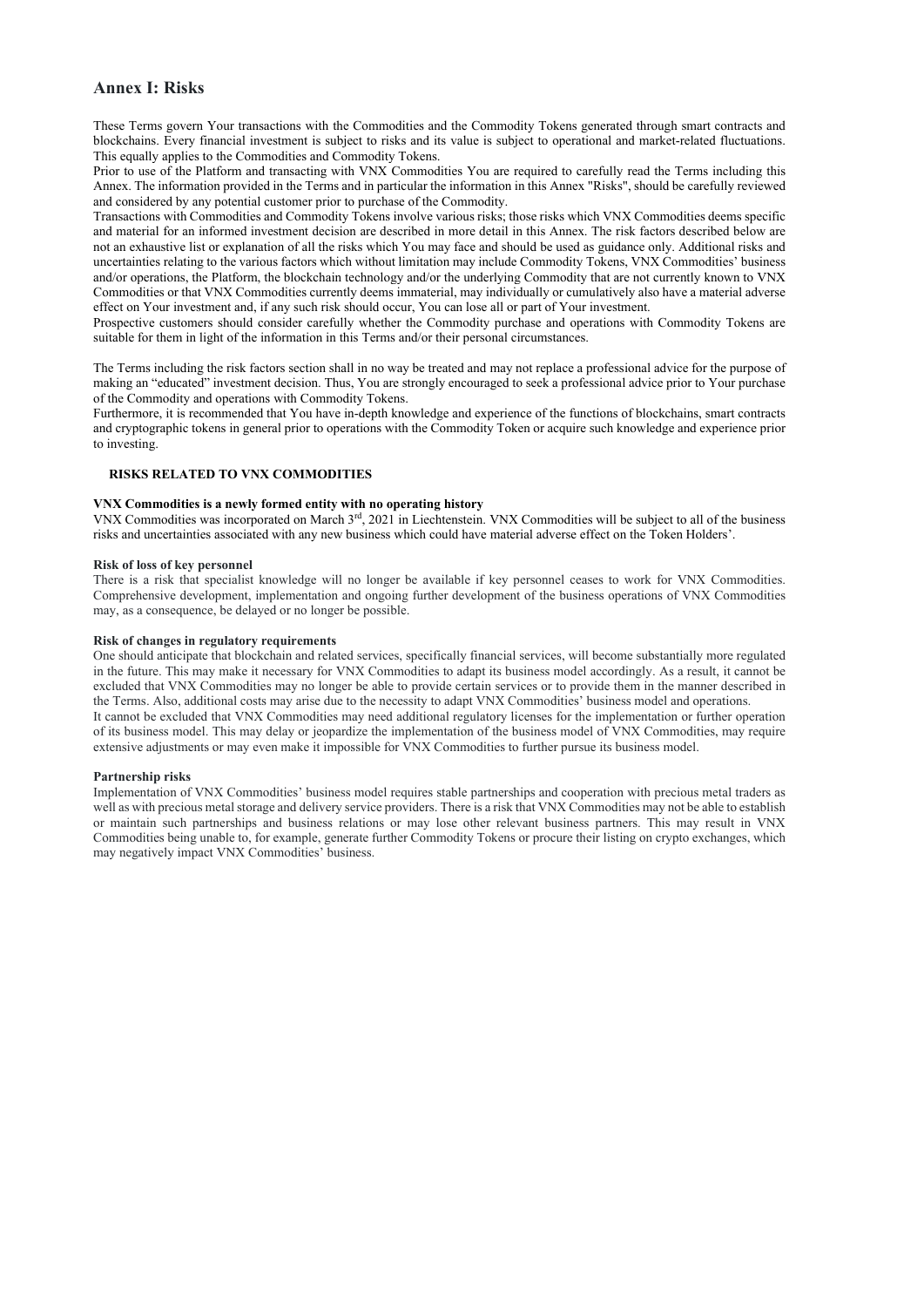## Annex I: Risks

These Terms govern Your transactions with the Commodities and the Commodity Tokens generated through smart contracts and blockchains. Every financial investment is subject to risks and its value is subject to operational and market-related fluctuations. This equally applies to the Commodities and Commodity Tokens.

Prior to use of the Platform and transacting with VNX Commodities You are required to carefully read the Terms including this Annex. The information provided in the Terms and in particular the information in this Annex "Risks", should be carefully reviewed and considered by any potential customer prior to purchase of the Commodity.

Transactions with Commodities and Commodity Tokens involve various risks; those risks which VNX Commodities deems specific and material for an informed investment decision are described in more detail in this Annex. The risk factors described below are not an exhaustive list or explanation of all the risks which You may face and should be used as guidance only. Additional risks and uncertainties relating to the various factors which without limitation may include Commodity Tokens, VNX Commodities' business and/or operations, the Platform, the blockchain technology and/or the underlying Commodity that are not currently known to VNX Commodities or that VNX Commodities currently deems immaterial, may individually or cumulatively also have a material adverse effect on Your investment and, if any such risk should occur, You can lose all or part of Your investment.

Prospective customers should consider carefully whether the Commodity purchase and operations with Commodity Tokens are suitable for them in light of the information in this Terms and/or their personal circumstances.

The Terms including the risk factors section shall in no way be treated and may not replace a professional advice for the purpose of making an "educated" investment decision. Thus, You are strongly encouraged to seek a professional advice prior to Your purchase of the Commodity and operations with Commodity Tokens.

Furthermore, it is recommended that You have in-depth knowledge and experience of the functions of blockchains, smart contracts and cryptographic tokens in general prior to operations with the Commodity Token or acquire such knowledge and experience prior to investing.

### RISKS RELATED TO VNX COMMODITIES

**VNX Commodities is a newly formed entity with no operating history**

VNX Commodities was incorporated on March 3rd, 2021 in Liechtenstein. VNX Commodities will be subject to all of the business risks and uncertainties associated with any new business which could have material adverse effect on the Token Holders'.

**Risk of loss of key personnel**

There is a risk that specialist knowledge will no longer be available if key personnel ceases to work for VNX Commodities. Comprehensive development, implementation and ongoing further development of the business operations of VNX Commodities may, as a consequence, be delayed or no longer be possible.

**Risk of changes in regulatory requirements**

One should anticipate that blockchain and related services, specifically financial services, will become substantially more regulated in the future. This may make it necessary for VNX Commodities to adapt its business model accordingly. As a result, it cannot be excluded that VNX Commodities may no longer be able to provide certain services or to provide them in the manner described in the Terms. Also, additional costs may arise due to the necessity to adapt VNX Commodities' business model and operations.

It cannot be excluded that VNX Commodities may need additional regulatory licenses for the implementation or further operation of its business model. This may delay or jeopardize the implementation of the business model of VNX Commodities, may require extensive adjustments or may even make it impossible for VNX Commodities to further pursue its business model.

**Partnership risks**

Implementation of VNX Commodities' business model requires stable partnerships and cooperation with precious metal traders as well as with precious metal storage and delivery service providers. There is a risk that VNX Commodities may not be able to establish or maintain such partnerships and business relations or may lose other relevant business partners. This may result in VNX Commodities being unable to, for example, generate further Commodity Tokens or procure their listing on crypto exchanges, which may negatively impact VNX Commodities' business.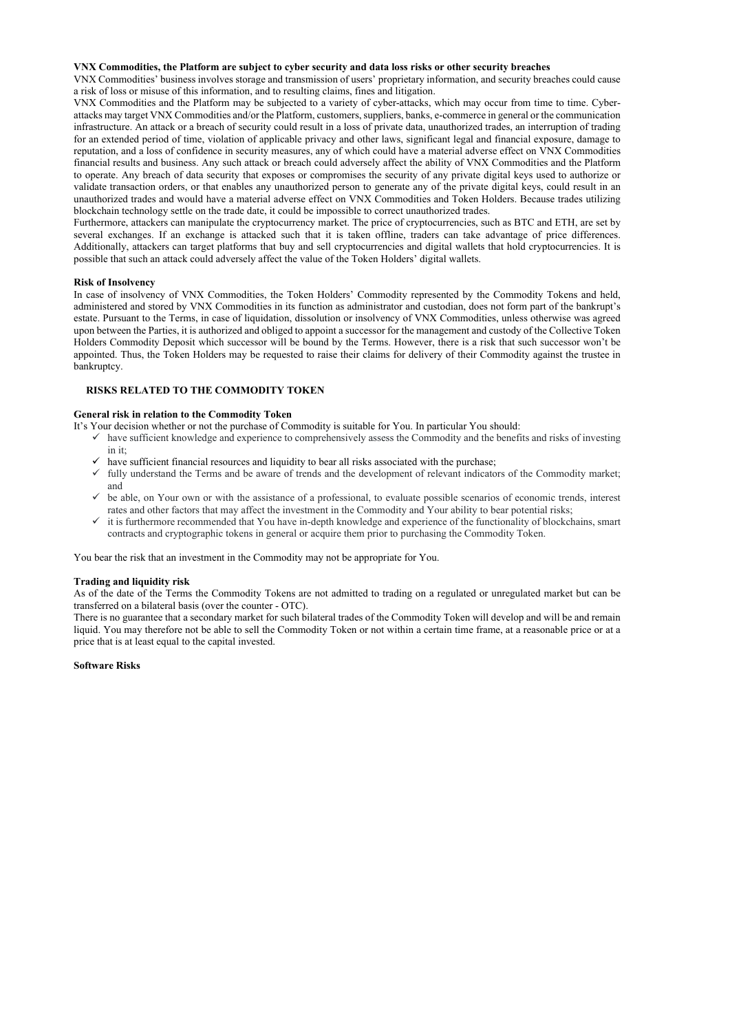**VNX Commodities, the Platform are subject to cyber security and data loss risks or other security breaches**

VNX Commodities' business involves storage and transmission of users' proprietary information, and security breaches could cause a risk of loss or misuse of this information, and to resulting claims, fines and litigation.

VNX Commodities and the Platform may be subjected to a variety of cyber-attacks, which may occur from time to time. Cyber-attacks may target VNX Commodities and/or the Platform, customers, suppliers, banks, e-commerce in general or the communication infrastructure. An attack or a breach of security could result in a loss of private data, unauthorized trades, an interruption of trading for an extended period of time, violation of applicable privacy and other laws, significant legal and financial exposure, damage to reputation, and a loss of confidence in security measures, any of which could have a material adverse effect on VNX Commodities financial results and business. Any such attack or breach could adversely affect the ability of VNX Commodities and the Platform to operate. Any breach of data security that exposes or compromises the security of any private digital keys used to authorize or validate transaction orders, or that enables any unauthorized person to generate any of the private digital keys, could result in an unauthorized trades and would have a material adverse effect on VNX Commodities and Token Holders. Because trades utilizing blockchain technology settle on the trade date, it could be impossible to correct unauthorized trades.

Furthermore, attackers can manipulate the cryptocurrency market. The price of cryptocurrencies, such as BTC and ETH, are set by several exchanges. If an exchange is attacked such that it is taken offline, traders can take advantage of price differences. Additionally, attackers can target platforms that buy and sell cryptocurrencies and digital wallets that hold cryptocurrencies. It is possible that such an attack could adversely affect the value of the Token Holders' digital wallets.

**Risk of Insolvency**

In case of insolvency of VNX Commodities, the Token Holders' Commodity represented by the Commodity Tokens and held, administered and stored by VNX Commodities in its function as administrator and custodian, does not form part of the bankrupt's estate. Pursuant to the Terms, in case of liquidation, dissolution or insolvency of VNX Commodities, unless otherwise was agreed upon between the Parties, it is authorized and obliged to appoint a successor for the management and custody of the Collective Token Holders Commodity Deposit which successor will be bound by the Terms. However, there is a risk that such successor won't be appointed. Thus, the Token Holders may be requested to raise their claims for delivery of their Commodity against the trustee in bankruptcy.

## RISKS RELATED TO THE COMMODITY TOKEN

**General risk in relation to the Commodity Token**

It's Your decision whether or not the purchase of Commodity is suitable for You. In particular You should:

- ✓ have sufficient knowledge and experience to comprehensively assess the Commodity and the benefits and risks of investing in it;
- ✓ have sufficient financial resources and liquidity to bear all risks associated with the purchase;
- ✓ fully understand the Terms and be aware of trends and the development of relevant indicators of the Commodity market; and
- ✓ be able, on Your own or with the assistance of a professional, to evaluate possible scenarios of economic trends, interest rates and other factors that may affect the investment in the Commodity and Your ability to bear potential risks;
- ✓ it is furthermore recommended that You have in-depth knowledge and experience of the functionality of blockchains, smart contracts and cryptographic tokens in general or acquire them prior to purchasing the Commodity Token.

You bear the risk that an investment in the Commodity may not be appropriate for You.

**Trading and liquidity risk**

As of the date of the Terms the Commodity Tokens are not admitted to trading on a regulated or unregulated market but can be transferred on a bilateral basis (over the counter - OTC).

There is no guarantee that a secondary market for such bilateral trades of the Commodity Token will develop and will be and remain liquid. You may therefore not be able to sell the Commodity Token or not within a certain time frame, at a reasonable price or at a price that is at least equal to the capital invested.

**Software Risks**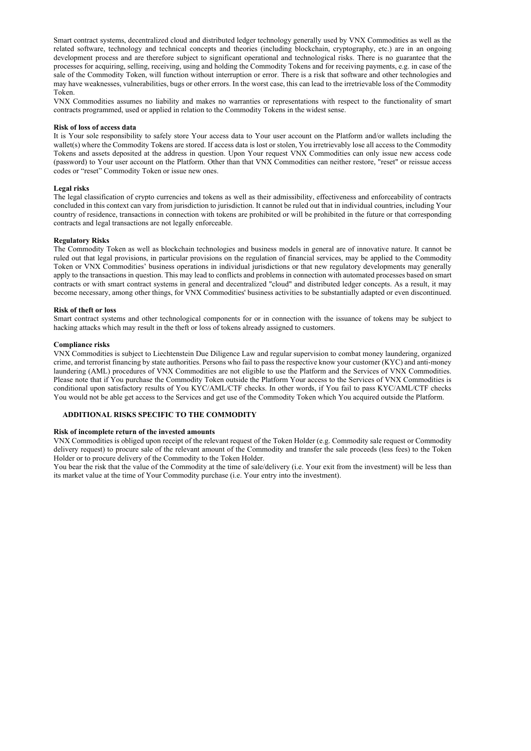Smart contract systems, decentralized cloud and distributed ledger technology generally used by VNX Commodities as well as the related software, technology and technical concepts and theories (including blockchain, cryptography, etc.) are in an ongoing development process and are therefore subject to significant operational and technological risks. There is no guarantee that the processes for acquiring, selling, receiving, using and holding the Commodity Tokens and for receiving payments, e.g. in case of the sale of the Commodity Token, will function without interruption or error. There is a risk that software and other technologies and may have weaknesses, vulnerabilities, bugs or other errors. In the worst case, this can lead to the irretrievable loss of the Commodity Token.

VNX Commodities assumes no liability and makes no warranties or representations with respect to the functionality of smart contracts programmed, used or applied in relation to the Commodity Tokens in the widest sense.

**Risk of loss of access data**

It is Your sole responsibility to safely store Your access data to Your user account on the Platform and/or wallets including the wallet(s) where the Commodity Tokens are stored. If access data is lost or stolen, You irretrievably lose all access to the Commodity Tokens and assets deposited at the address in question. Upon Your request VNX Commodities can only issue new access code (password) to Your user account on the Platform. Other than that VNX Commodities can neither restore, "reset" or reissue access codes or "reset" Commodity Token or issue new ones.

**Legal risks**

The legal classification of crypto currencies and tokens as well as their admissibility, effectiveness and enforceability of contracts concluded in this context can vary from jurisdiction to jurisdiction. It cannot be ruled out that in individual countries, including Your country of residence, transactions in connection with tokens are prohibited or will be prohibited in the future or that corresponding contracts and legal transactions are not legally enforceable.

**Regulatory Risks**

The Commodity Token as well as blockchain technologies and business models in general are of innovative nature. It cannot be ruled out that legal provisions, in particular provisions on the regulation of financial services, may be applied to the Commodity Token or VNX Commodities' business operations in individual jurisdictions or that new regulatory developments may generally apply to the transactions in question. This may lead to conflicts and problems in connection with automated processes based on smart contracts or with smart contract systems in general and decentralized "cloud" and distributed ledger concepts. As a result, it may become necessary, among other things, for VNX Commodities' business activities to be substantially adapted or even discontinued.

**Risk of theft or loss**

Smart contract systems and other technological components for or in connection with the issuance of tokens may be subject to hacking attacks which may result in the theft or loss of tokens already assigned to customers.

**Compliance risks**

VNX Commodities is subject to Liechtenstein Due Diligence Law and regular supervision to combat money laundering, organized crime, and terrorist financing by state authorities. Persons who fail to pass the respective know your customer (KYC) and anti-money laundering (AML) procedures of VNX Commodities are not eligible to use the Platform and the Services of VNX Commodities. Please note that if You purchase the Commodity Token outside the Platform Your access to the Services of VNX Commodities is conditional upon satisfactory results of You KYC/AML/CTF checks. In other words, if You fail to pass KYC/AML/CTF checks You would not be able get access to the Services and get use of the Commodity Token which You acquired outside the Platform.

## ADDITIONAL RISKS SPECIFIC TO THE COMMODITY

**Risk of incomplete return of the invested amounts**

VNX Commodities is obliged upon receipt of the relevant request of the Token Holder (e.g. Commodity sale request or Commodity delivery request) to procure sale of the relevant amount of the Commodity and transfer the sale proceeds (less fees) to the Token Holder or to procure delivery of the Commodity to the Token Holder.

You bear the risk that the value of the Commodity at the time of sale/delivery (i.e. Your exit from the investment) will be less than its market value at the time of Your Commodity purchase (i.e. Your entry into the investment).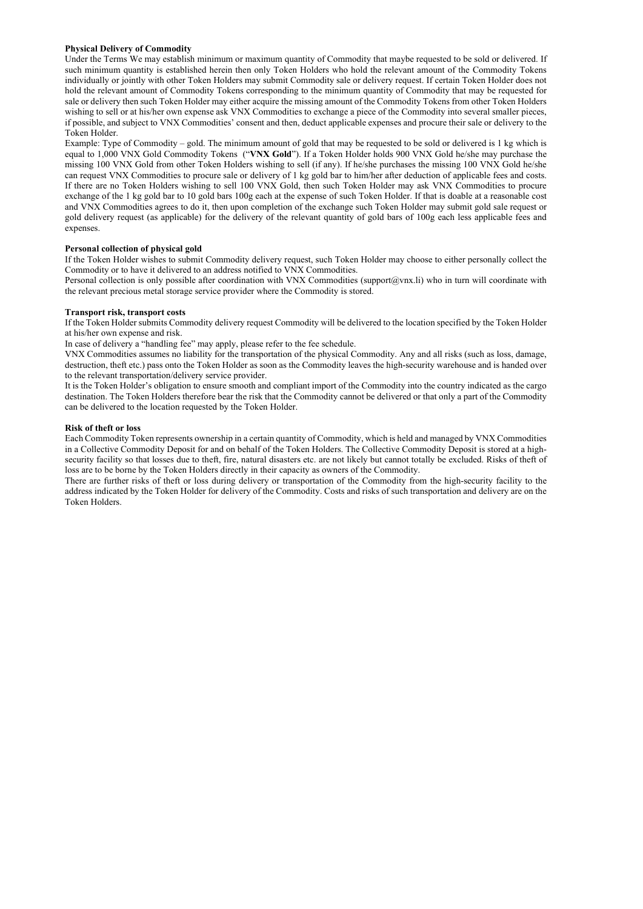**Physical Delivery of Commodity**

Under the Terms We may establish minimum or maximum quantity of Commodity that maybe requested to be sold or delivered. If such minimum quantity is established herein then only Token Holders who hold the relevant amount of the Commodity Tokens individually or jointly with other Token Holders may submit Commodity sale or delivery request. If certain Token Holder does not hold the relevant amount of Commodity Tokens corresponding to the minimum quantity of Commodity that may be requested for sale or delivery then such Token Holder may either acquire the missing amount of the Commodity Tokens from other Token Holders wishing to sell or at his/her own expense ask VNX Commodities to exchange a piece of the Commodity into several smaller pieces, if possible, and subject to VNX Commodities' consent and then, deduct applicable expenses and procure their sale or delivery to the Token Holder.

Example: Type of Commodity – gold. The minimum amount of gold that may be requested to be sold or delivered is 1 kg which is equal to 1,000 VNX Gold Commodity Tokens ("**VNX Gold**"). If a Token Holder holds 900 VNX Gold he/she may purchase the missing 100 VNX Gold from other Token Holders wishing to sell (if any). If he/she purchases the missing 100 VNX Gold he/she can request VNX Commodities to procure sale or delivery of 1 kg gold bar to him/her after deduction of applicable fees and costs. If there are no Token Holders wishing to sell 100 VNX Gold, then such Token Holder may ask VNX Commodities to procure exchange of the 1 kg gold bar to 10 gold bars 100g each at the expense of such Token Holder. If that is doable at a reasonable cost and VNX Commodities agrees to do it, then upon completion of the exchange such Token Holder may submit gold sale request or gold delivery request (as applicable) for the delivery of the relevant quantity of gold bars of 100g each less applicable fees and expenses.

**Personal collection of physical gold**

If the Token Holder wishes to submit Commodity delivery request, such Token Holder may choose to either personally collect the Commodity or to have it delivered to an address notified to VNX Commodities.

Personal collection is only possible after coordination with VNX Commodities (support@vnx.li) who in turn will coordinate with the relevant precious metal storage service provider where the Commodity is stored.

**Transport risk, transport costs**

If the Token Holder submits Commodity delivery request Commodity will be delivered to the location specified by the Token Holder at his/her own expense and risk.

In case of delivery a "handling fee" may apply, please refer to the fee schedule.

VNX Commodities assumes no liability for the transportation of the physical Commodity. Any and all risks (such as loss, damage, destruction, theft etc.) pass onto the Token Holder as soon as the Commodity leaves the high-security warehouse and is handed over to the relevant transportation/delivery service provider.

It is the Token Holder's obligation to ensure smooth and compliant import of the Commodity into the country indicated as the cargo destination. The Token Holders therefore bear the risk that the Commodity cannot be delivered or that only a part of the Commodity can be delivered to the location requested by the Token Holder.

**Risk of theft or loss**

Each Commodity Token represents ownership in a certain quantity of Commodity, which is held and managed by VNX Commodities in a Collective Commodity Deposit for and on behalf of the Token Holders. The Collective Commodity Deposit is stored at a high-security facility so that losses due to theft, fire, natural disasters etc. are not likely but cannot totally be excluded. Risks of theft of loss are to be borne by the Token Holders directly in their capacity as owners of the Commodity.

There are further risks of theft or loss during delivery or transportation of the Commodity from the high-security facility to the address indicated by the Token Holder for delivery of the Commodity. Costs and risks of such transportation and delivery are on the Token Holders.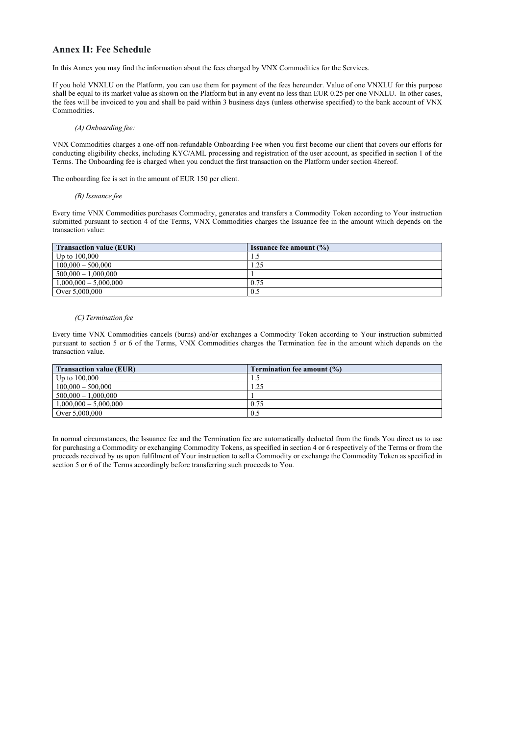## Annex II: Fee Schedule

In this Annex you may find the information about the fees charged by VNX Commodities for the Services.

If you hold VNXLU on the Platform, you can use them for payment of the fees hereunder. Value of one VNXLU for this purpose shall be equal to its market value as shown on the Platform but in any event no less than EUR 0.25 per one VNXLU. In other cases, the fees will be invoiced to you and shall be paid within 3 business days (unless otherwise specified) to the bank account of VNX Commodities.

*(A) Onboarding fee:*

VNX Commodities charges a one-off non-refundable Onboarding Fee when you first become our client that covers our efforts for conducting eligibility checks, including KYC/AML processing and registration of the user account, as specified in section 1 of the Terms. The Onboarding fee is charged when you conduct the first transaction on the Platform under section 4hereof.

The onboarding fee is set in the amount of EUR 150 per client.

*(B) Issuance fee*

Every time VNX Commodities purchases Commodity, generates and transfers a Commodity Token according to Your instruction submitted pursuant to section 4 of the Terms, VNX Commodities charges the Issuance fee in the amount which depends on the transaction value:

| Transaction value (EUR) | Issuance fee amount (%) |
|---|---|
| Up to 100,000 | 1.5 |
| 100,000 – 500,000 | 1.25 |
| 500,000 – 1,000,000 | 1 |
| 1,000,000 – 5,000,000 | 0.75 |
| Over 5,000,000 | 0.5 |

*(C) Termination fee*

Every time VNX Commodities cancels (burns) and/or exchanges a Commodity Token according to Your instruction submitted pursuant to section 5 or 6 of the Terms, VNX Commodities charges the Termination fee in the amount which depends on the transaction value.

| Transaction value (EUR) | Termination fee amount (%) |
|---|---|
| Up to 100,000 | 1.5 |
| 100,000 – 500,000 | 1.25 |
| 500,000 – 1,000,000 | 1 |
| 1,000,000 – 5,000,000 | 0.75 |
| Over 5,000,000 | 0.5 |

In normal circumstances, the Issuance fee and the Termination fee are automatically deducted from the funds You direct us to use for purchasing a Commodity or exchanging Commodity Tokens, as specified in section 4 or 6 respectively of the Terms or from the proceeds received by us upon fulfilment of Your instruction to sell a Commodity or exchange the Commodity Token as specified in section 5 or 6 of the Terms accordingly before transferring such proceeds to You.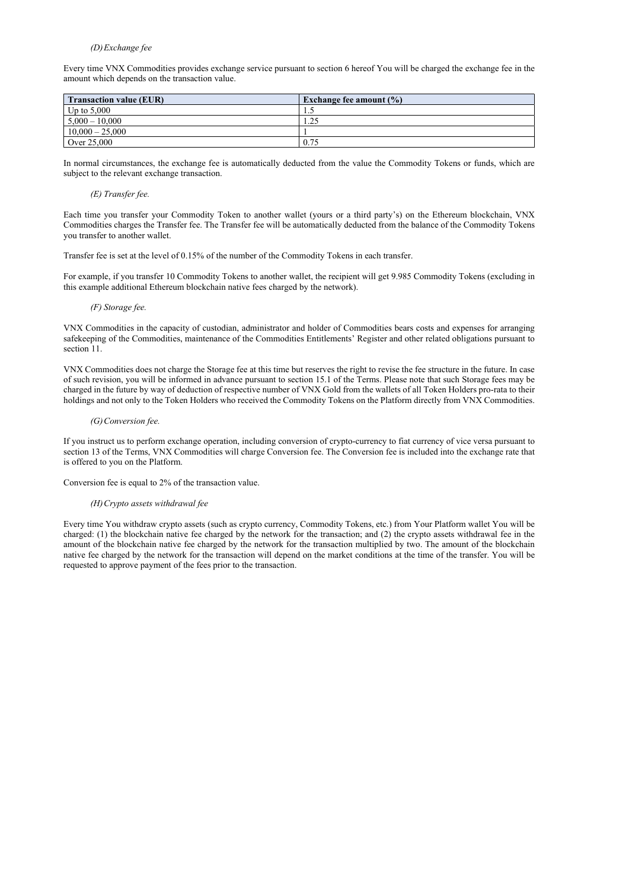*(D) Exchange fee*

Every time VNX Commodities provides exchange service pursuant to section 6 hereof You will be charged the exchange fee in the amount which depends on the transaction value.

| Transaction value (EUR) | Exchange fee amount (%) |
| --- | --- |
| Up to 5,000 | 1.5 |
| 5,000 – 10,000 | 1.25 |
| 10,000 – 25,000 | 1 |
| Over 25,000 | 0.75 |

In normal circumstances, the exchange fee is automatically deducted from the value the Commodity Tokens or funds, which are subject to the relevant exchange transaction.

*(E) Transfer fee.*

Each time you transfer your Commodity Token to another wallet (yours or a third party's) on the Ethereum blockchain, VNX Commodities charges the Transfer fee. The Transfer fee will be automatically deducted from the balance of the Commodity Tokens you transfer to another wallet.

Transfer fee is set at the level of 0.15% of the number of the Commodity Tokens in each transfer.

For example, if you transfer 10 Commodity Tokens to another wallet, the recipient will get 9.985 Commodity Tokens (excluding in this example additional Ethereum blockchain native fees charged by the network).

*(F) Storage fee.*

VNX Commodities in the capacity of custodian, administrator and holder of Commodities bears costs and expenses for arranging safekeeping of the Commodities, maintenance of the Commodities Entitlements' Register and other related obligations pursuant to section 11.

VNX Commodities does not charge the Storage fee at this time but reserves the right to revise the fee structure in the future. In case of such revision, you will be informed in advance pursuant to section 15.1 of the Terms. Please note that such Storage fees may be charged in the future by way of deduction of respective number of VNX Gold from the wallets of all Token Holders pro-rata to their holdings and not only to the Token Holders who received the Commodity Tokens on the Platform directly from VNX Commodities.

*(G) Conversion fee.*

If you instruct us to perform exchange operation, including conversion of crypto-currency to fiat currency of vice versa pursuant to section 13 of the Terms, VNX Commodities will charge Conversion fee. The Conversion fee is included into the exchange rate that is offered to you on the Platform.

Conversion fee is equal to 2% of the transaction value.

*(H) Crypto assets withdrawal fee*

Every time You withdraw crypto assets (such as crypto currency, Commodity Tokens, etc.) from Your Platform wallet You will be charged: (1) the blockchain native fee charged by the network for the transaction; and (2) the crypto assets withdrawal fee in the amount of the blockchain native fee charged by the network for the transaction multiplied by two. The amount of the blockchain native fee charged by the network for the transaction will depend on the market conditions at the time of the transfer. You will be requested to approve payment of the fees prior to the transaction.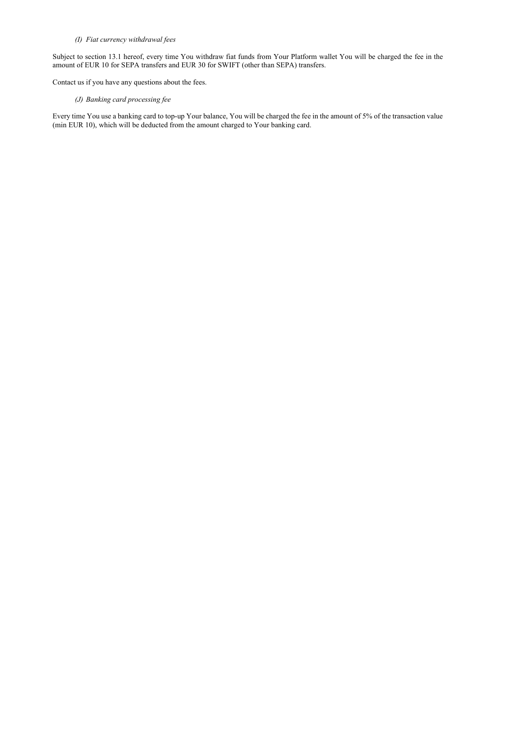*(I) Fiat currency withdrawal fees*

Subject to section 13.1 hereof, every time You withdraw fiat funds from Your Platform wallet You will be charged the fee in the amount of EUR 10 for SEPA transfers and EUR 30 for SWIFT (other than SEPA) transfers.

Contact us if you have any questions about the fees.

*(J) Banking card processing fee*

Every time You use a banking card to top-up Your balance, You will be charged the fee in the amount of 5% of the transaction value (min EUR 10), which will be deducted from the amount charged to Your banking card.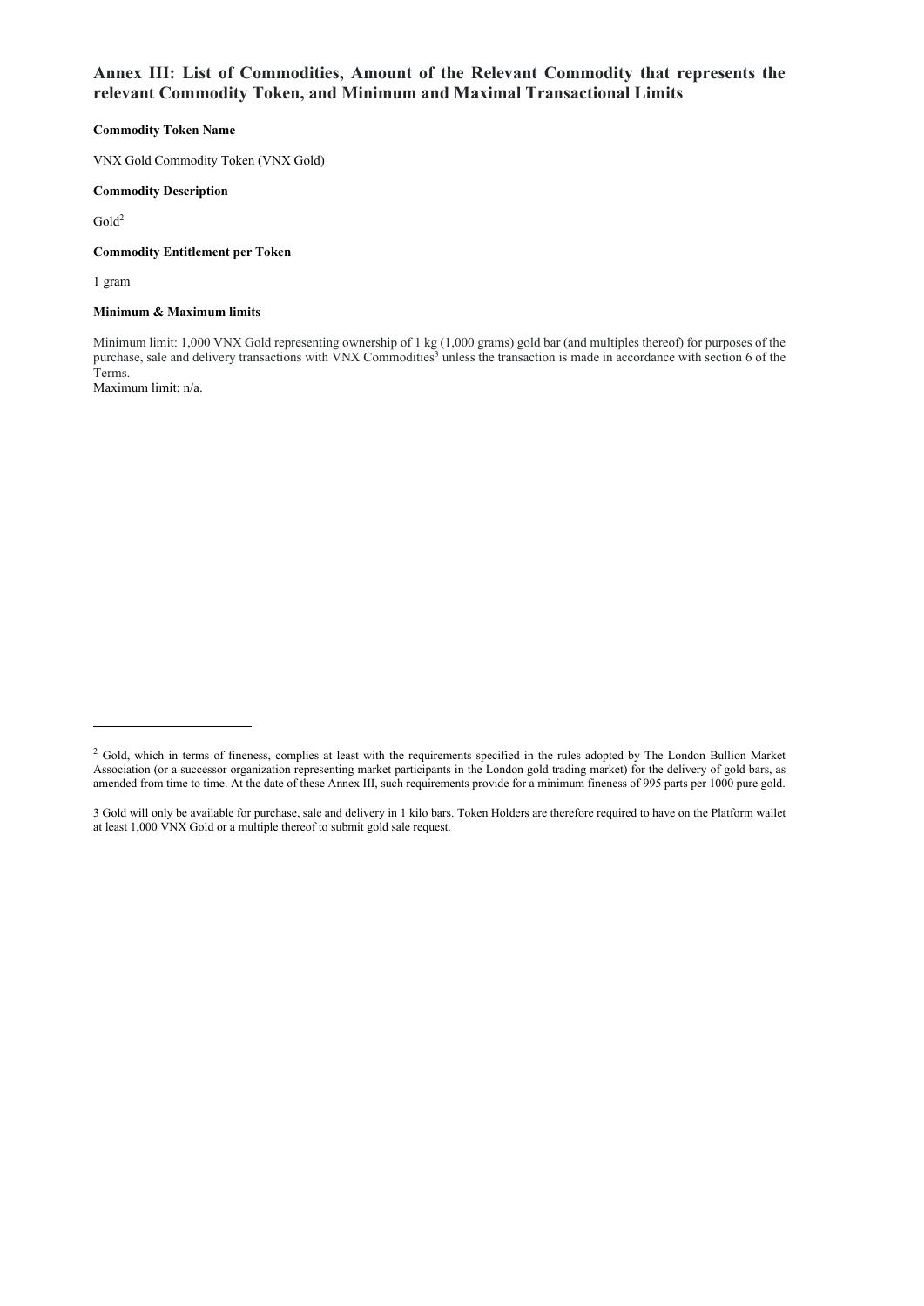## Annex III: List of Commodities, Amount of the Relevant Commodity that represents the relevant Commodity Token, and Minimum and Maximal Transactional Limits

**Commodity Token Name**

VNX Gold Commodity Token (VNX Gold)

**Commodity Description**

Gold[2]

**Commodity Entitlement per Token**

1 gram

**Minimum & Maximum limits**

Minimum limit: 1,000 VNX Gold representing ownership of 1 kg (1,000 grams) gold bar (and multiples thereof) for purposes of the purchase, sale and delivery transactions with VNX Commodities[3] unless the transaction is made in accordance with section 6 of the Terms.
Maximum limit: n/a.

---

[2] Gold, which in terms of fineness, complies at least with the requirements specified in the rules adopted by The London Bullion Market Association (or a successor organization representing market participants in the London gold trading market) for the delivery of gold bars, as amended from time to time. At the date of these Annex III, such requirements provide for a minimum fineness of 995 parts per 1000 pure gold.

3 Gold will only be available for purchase, sale and delivery in 1 kilo bars. Token Holders are therefore required to have on the Platform wallet at least 1,000 VNX Gold or a multiple thereof to submit gold sale request.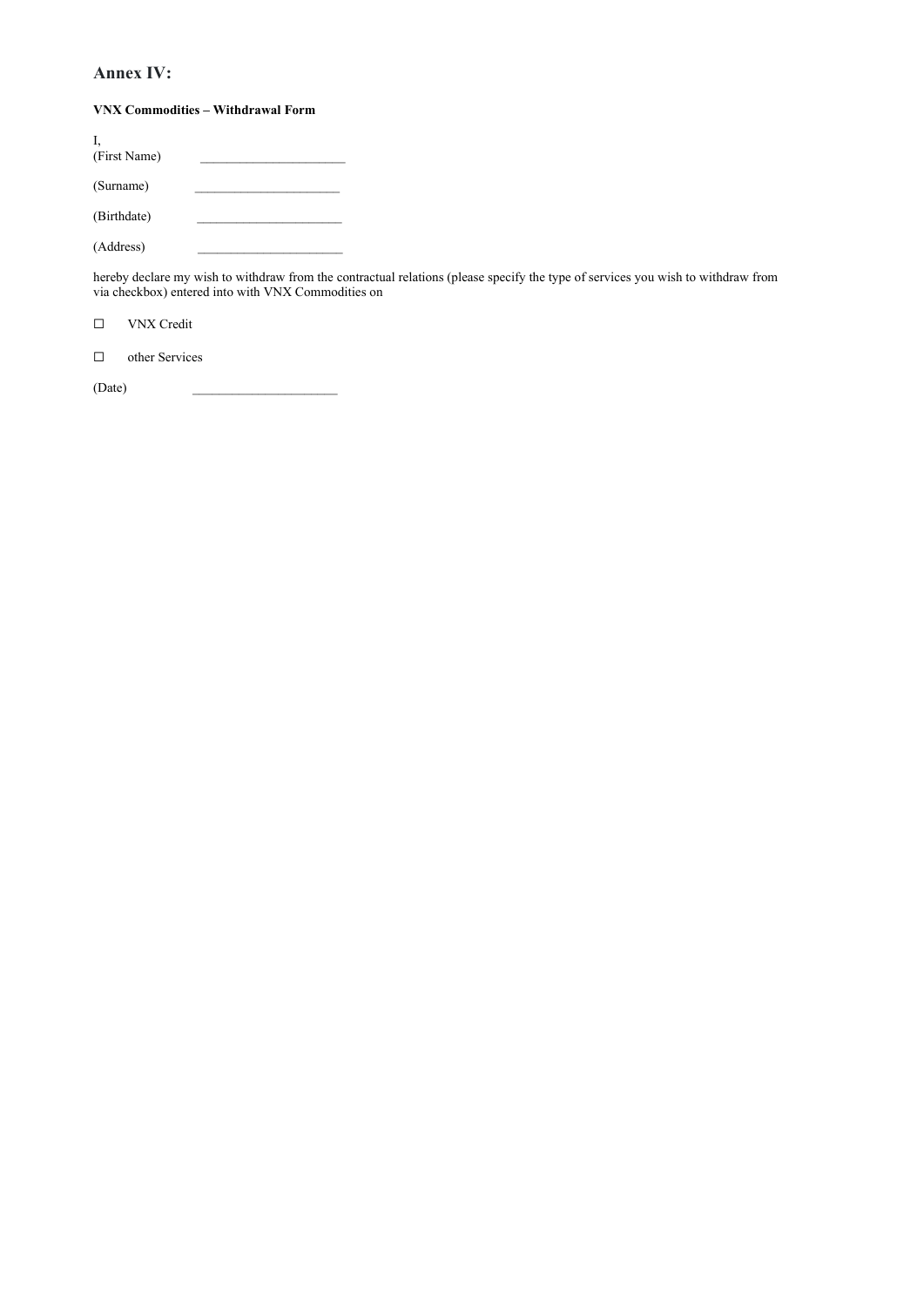## Annex IV:

**VNX Commodities – Withdrawal Form**

I,
(First Name) ______________________

(Surname) ______________________

(Birthdate) ______________________

(Address) ______________________

hereby declare my wish to withdraw from the contractual relations (please specify the type of services you wish to withdraw from via checkbox) entered into with VNX Commodities on

☐ VNX Credit

☐ other Services

(Date) ______________________